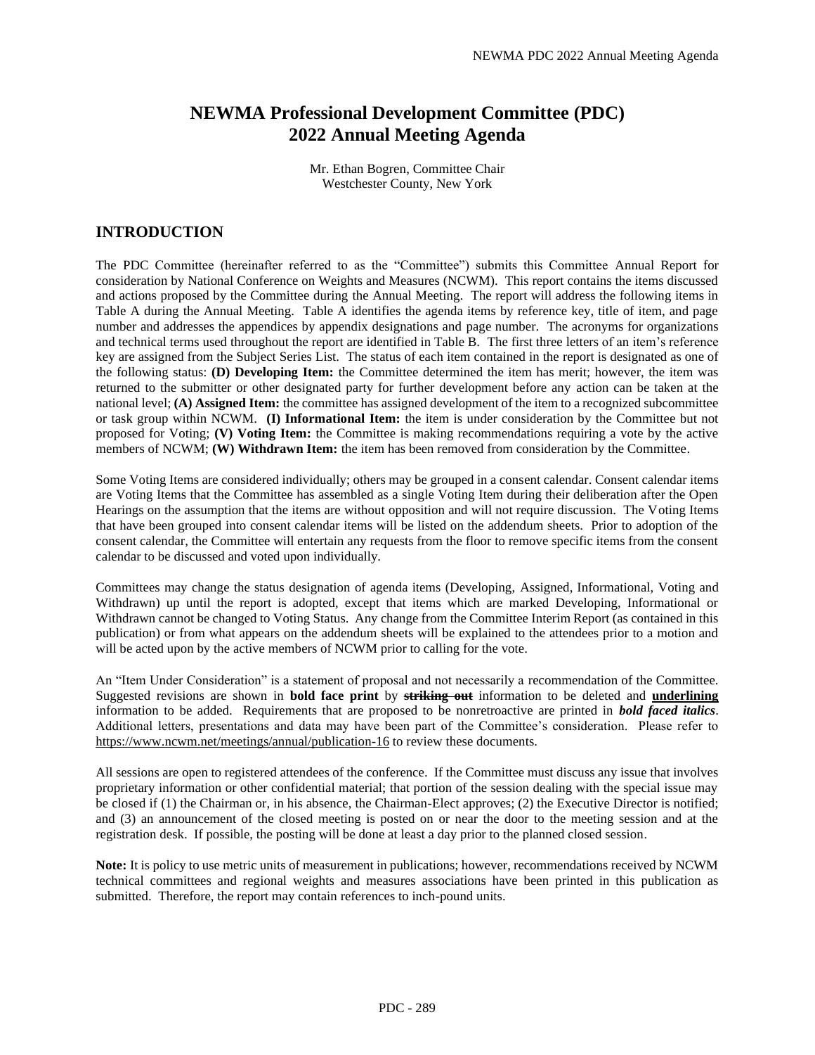# NEWMA Professional Development Committee (PDC) 2022 Annual Meeting Agenda

Mr. Ethan Bogren, Committee Chair
Westchester County, New York

## INTRODUCTION

The PDC Committee (hereinafter referred to as the "Committee") submits this Committee Annual Report for consideration by National Conference on Weights and Measures (NCWM). This report contains the items discussed and actions proposed by the Committee during the Annual Meeting. The report will address the following items in Table A during the Annual Meeting. Table A identifies the agenda items by reference key, title of item, and page number and addresses the appendices by appendix designations and page number. The acronyms for organizations and technical terms used throughout the report are identified in Table B. The first three letters of an item's reference key are assigned from the Subject Series List. The status of each item contained in the report is designated as one of the following status: **(D) Developing Item:** the Committee determined the item has merit; however, the item was returned to the submitter or other designated party for further development before any action can be taken at the national level; **(A) Assigned Item:** the committee has assigned development of the item to a recognized subcommittee or task group within NCWM. **(I) Informational Item:** the item is under consideration by the Committee but not proposed for Voting; **(V) Voting Item:** the Committee is making recommendations requiring a vote by the active members of NCWM; **(W) Withdrawn Item:** the item has been removed from consideration by the Committee.

Some Voting Items are considered individually; others may be grouped in a consent calendar. Consent calendar items are Voting Items that the Committee has assembled as a single Voting Item during their deliberation after the Open Hearings on the assumption that the items are without opposition and will not require discussion. The Voting Items that have been grouped into consent calendar items will be listed on the addendum sheets. Prior to adoption of the consent calendar, the Committee will entertain any requests from the floor to remove specific items from the consent calendar to be discussed and voted upon individually.

Committees may change the status designation of agenda items (Developing, Assigned, Informational, Voting and Withdrawn) up until the report is adopted, except that items which are marked Developing, Informational or Withdrawn cannot be changed to Voting Status. Any change from the Committee Interim Report (as contained in this publication) or from what appears on the addendum sheets will be explained to the attendees prior to a motion and will be acted upon by the active members of NCWM prior to calling for the vote.

An "Item Under Consideration" is a statement of proposal and not necessarily a recommendation of the Committee. Suggested revisions are shown in **bold face print** by ~~**striking out**~~ information to be deleted and **<u>underlining</u>** information to be added. Requirements that are proposed to be nonretroactive are printed in ***bold faced italics***. Additional letters, presentations and data may have been part of the Committee's consideration. Please refer to https://www.ncwm.net/meetings/annual/publication-16 to review these documents.

All sessions are open to registered attendees of the conference. If the Committee must discuss any issue that involves proprietary information or other confidential material; that portion of the session dealing with the special issue may be closed if (1) the Chairman or, in his absence, the Chairman-Elect approves; (2) the Executive Director is notified; and (3) an announcement of the closed meeting is posted on or near the door to the meeting session and at the registration desk. If possible, the posting will be done at least a day prior to the planned closed session.

**Note:** It is policy to use metric units of measurement in publications; however, recommendations received by NCWM technical committees and regional weights and measures associations have been printed in this publication as submitted. Therefore, the report may contain references to inch-pound units.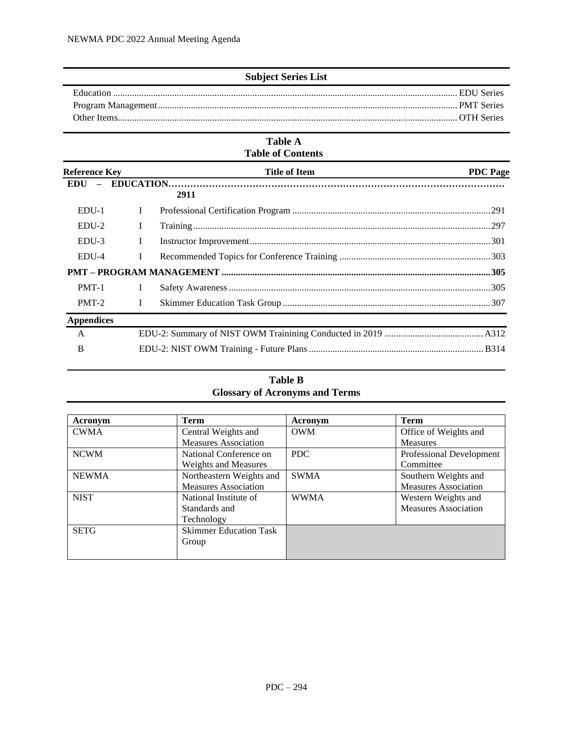## Subject Series List

Education ................................................................................................................................................ EDU Series
Program Management ............................................................................................................................ PMT Series
Other Items............................................................................................................................................. OTH Series

## Table A
## Table of Contents

| Reference Key | | Title of Item | PDC Page |
|---|---|---|---|
| **EDU – EDUCATION…………………………………………………………………………………………2911** | | | |
| EDU-1 | I | Professional Certification Program | 291 |
| EDU-2 | I | Training | 297 |
| EDU-3 | I | Instructor Improvement | 301 |
| EDU-4 | I | Recommended Topics for Conference Training | 303 |
| **PMT – PROGRAM MANAGEMENT** | | | **305** |
| PMT-1 | I | Safety Awareness | 305 |
| PMT-2 | I | Skimmer Education Task Group | 307 |
| **Appendices** | | | |
| A | | EDU-2: Summary of NIST OWM Trainining Conducted in 2019 | A312 |
| B | | EDU-2: NIST OWM Training - Future Plans | B314 |

## Table B
## Glossary of Acronyms and Terms

| Acronym | Term | Acronym | Term |
|---|---|---|---|
| CWMA | Central Weights and Measures Association | OWM | Office of Weights and Measures |
| NCWM | National Conference on Weights and Measures | PDC | Professional Development Committee |
| NEWMA | Northeastern Weights and Measures Association | SWMA | Southern Weights and Measures Association |
| NIST | National Institute of Standards and Technology | WWMA | Western Weights and Measures Association |
| SETG | Skimmer Education Task Group | | |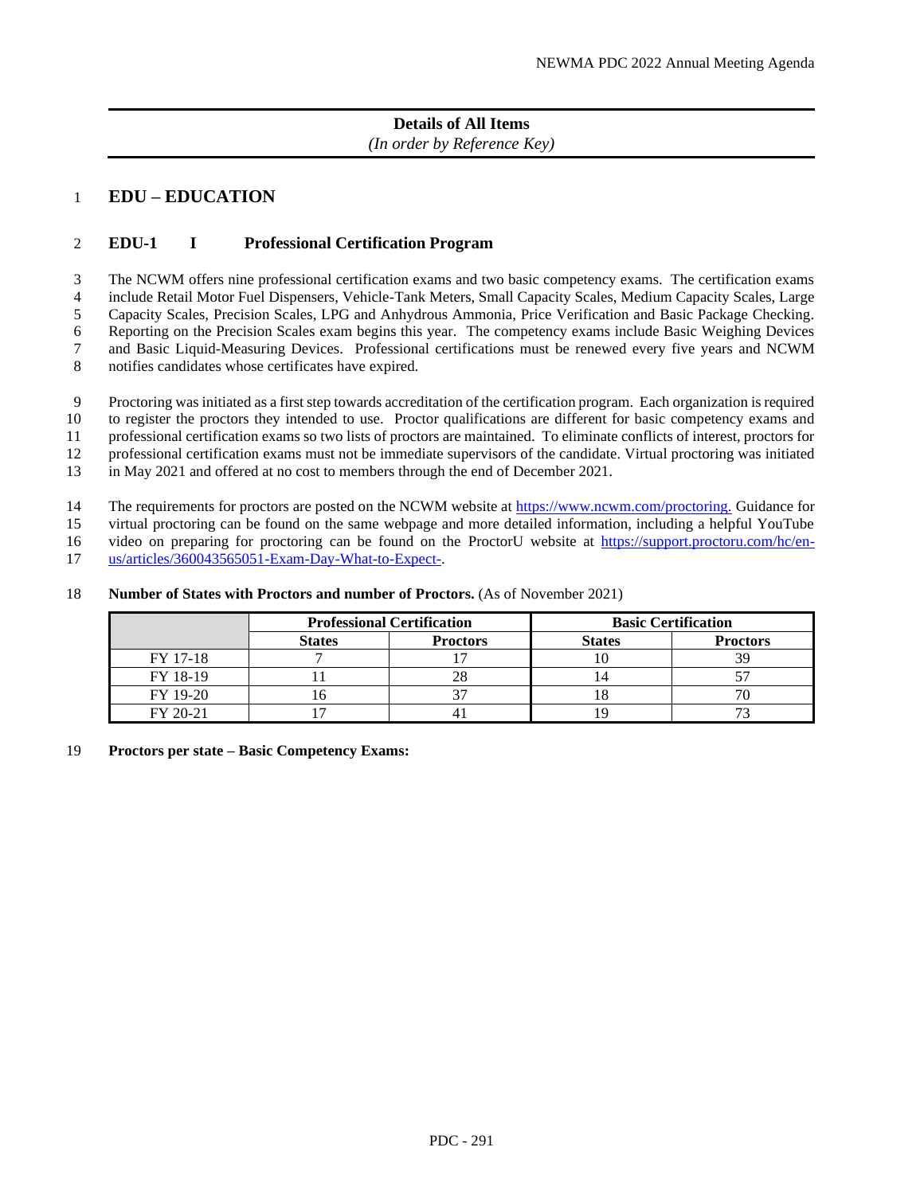## Details of All Items

*(In order by Reference Key)*

# EDU – EDUCATION

## EDU-1 I Professional Certification Program

The NCWM offers nine professional certification exams and two basic competency exams. The certification exams include Retail Motor Fuel Dispensers, Vehicle-Tank Meters, Small Capacity Scales, Medium Capacity Scales, Large Capacity Scales, Precision Scales, LPG and Anhydrous Ammonia, Price Verification and Basic Package Checking. Reporting on the Precision Scales exam begins this year. The competency exams include Basic Weighing Devices and Basic Liquid-Measuring Devices. Professional certifications must be renewed every five years and NCWM notifies candidates whose certificates have expired.

Proctoring was initiated as a first step towards accreditation of the certification program. Each organization is required to register the proctors they intended to use. Proctor qualifications are different for basic competency exams and professional certification exams so two lists of proctors are maintained. To eliminate conflicts of interest, proctors for professional certification exams must not be immediate supervisors of the candidate. Virtual proctoring was initiated in May 2021 and offered at no cost to members through the end of December 2021.

The requirements for proctors are posted on the NCWM website at https://www.ncwm.com/proctoring. Guidance for virtual proctoring can be found on the same webpage and more detailed information, including a helpful YouTube video on preparing for proctoring can be found on the ProctorU website at https://support.proctoru.com/hc/en-us/articles/360043565051-Exam-Day-What-to-Expect-.

**Number of States with Proctors and number of Proctors.** (As of November 2021)

| | Professional Certification | | Basic Certification | |
|---|---|---|---|---|
| | **States** | **Proctors** | **States** | **Proctors** |
| FY 17-18 | 7 | 17 | 10 | 39 |
| FY 18-19 | 11 | 28 | 14 | 57 |
| FY 19-20 | 16 | 37 | 18 | 70 |
| FY 20-21 | 17 | 41 | 19 | 73 |

**Proctors per state – Basic Competency Exams:**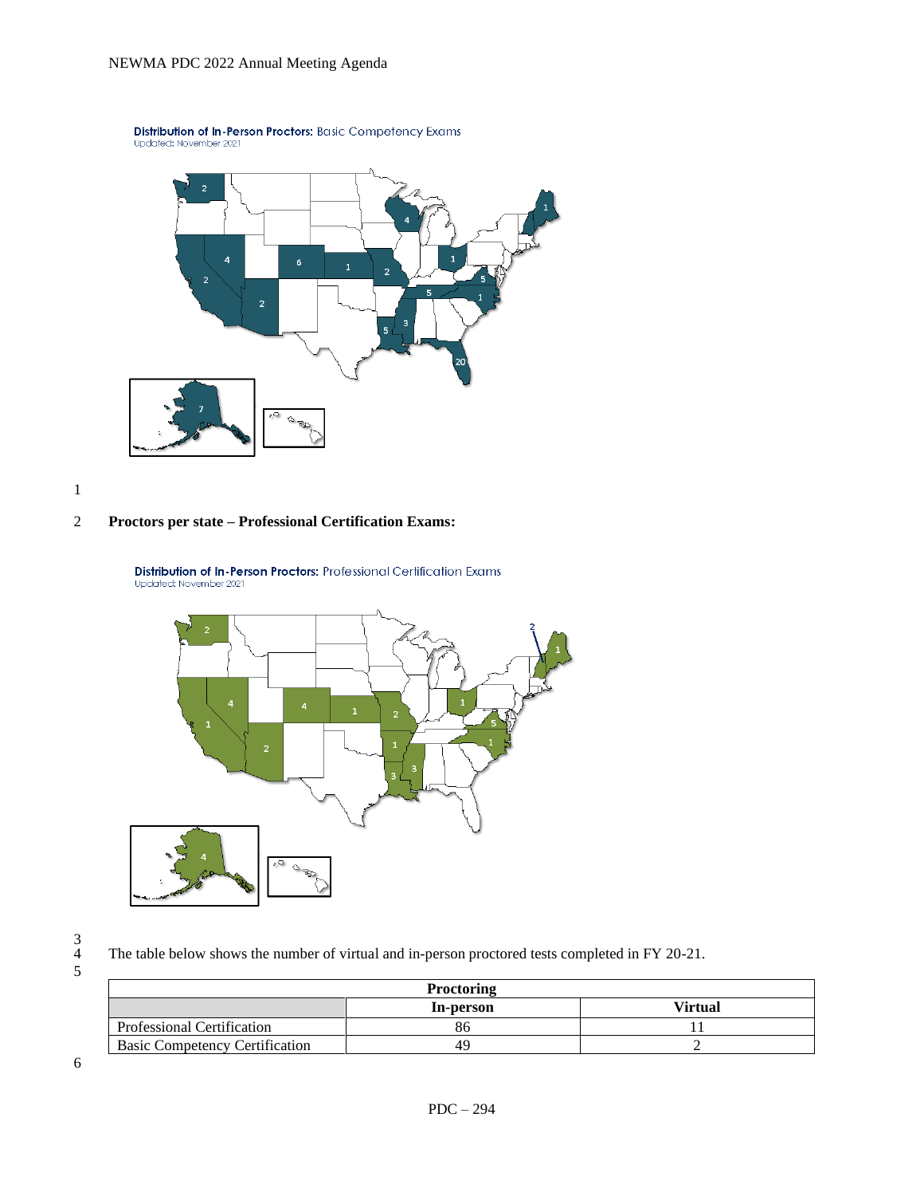Distribution of In-Person Proctors: Basic Competency Exams
Updated: November 2021

**Proctors per state – Professional Certification Exams:**

Distribution of In-Person Proctors: Professional Certification Exams
Updated: November 2021

The table below shows the number of virtual and in-person proctored tests completed in FY 20-21.

| Proctoring | | |
|---|---|---|
| | **In-person** | **Virtual** |
| Professional Certification | 86 | 11 |
| Basic Competency Certification | 49 | 2 |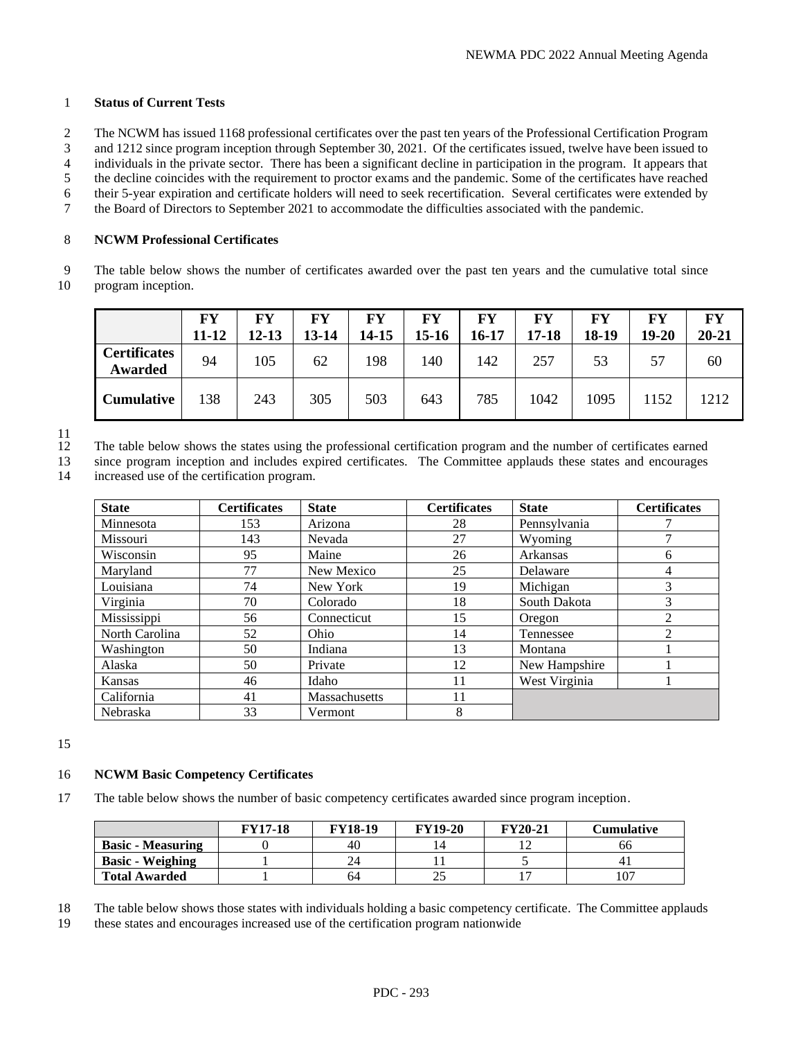**Status of Current Tests**

The NCWM has issued 1168 professional certificates over the past ten years of the Professional Certification Program and 1212 since program inception through September 30, 2021. Of the certificates issued, twelve have been issued to individuals in the private sector. There has been a significant decline in participation in the program. It appears that the decline coincides with the requirement to proctor exams and the pandemic. Some of the certificates have reached their 5-year expiration and certificate holders will need to seek recertification. Several certificates were extended by the Board of Directors to September 2021 to accommodate the difficulties associated with the pandemic.

**NCWM Professional Certificates**

The table below shows the number of certificates awarded over the past ten years and the cumulative total since program inception.

| | FY 11-12 | FY 12-13 | FY 13-14 | FY 14-15 | FY 15-16 | FY 16-17 | FY 17-18 | FY 18-19 | FY 19-20 | FY 20-21 |
|---|---|---|---|---|---|---|---|---|---|---|
| **Certificates Awarded** | 94 | 105 | 62 | 198 | 140 | 142 | 257 | 53 | 57 | 60 |
| **Cumulative** | 138 | 243 | 305 | 503 | 643 | 785 | 1042 | 1095 | 1152 | 1212 |

The table below shows the states using the professional certification program and the number of certificates earned since program inception and includes expired certificates. The Committee applauds these states and encourages increased use of the certification program.

| State | Certificates | State | Certificates | State | Certificates |
|---|---|---|---|---|---|
| Minnesota | 153 | Arizona | 28 | Pennsylvania | 7 |
| Missouri | 143 | Nevada | 27 | Wyoming | 7 |
| Wisconsin | 95 | Maine | 26 | Arkansas | 6 |
| Maryland | 77 | New Mexico | 25 | Delaware | 4 |
| Louisiana | 74 | New York | 19 | Michigan | 3 |
| Virginia | 70 | Colorado | 18 | South Dakota | 3 |
| Mississippi | 56 | Connecticut | 15 | Oregon | 2 |
| North Carolina | 52 | Ohio | 14 | Tennessee | 2 |
| Washington | 50 | Indiana | 13 | Montana | 1 |
| Alaska | 50 | Private | 12 | New Hampshire | 1 |
| Kansas | 46 | Idaho | 11 | West Virginia | 1 |
| California | 41 | Massachusetts | 11 | | |
| Nebraska | 33 | Vermont | 8 | | |

**NCWM Basic Competency Certificates**

The table below shows the number of basic competency certificates awarded since program inception.

| | FY17-18 | FY18-19 | FY19-20 | FY20-21 | Cumulative |
|---|---|---|---|---|---|
| **Basic - Measuring** | 0 | 40 | 14 | 12 | 66 |
| **Basic - Weighing** | 1 | 24 | 11 | 5 | 41 |
| **Total Awarded** | 1 | 64 | 25 | 17 | 107 |

The table below shows those states with individuals holding a basic competency certificate. The Committee applauds these states and encourages increased use of the certification program nationwide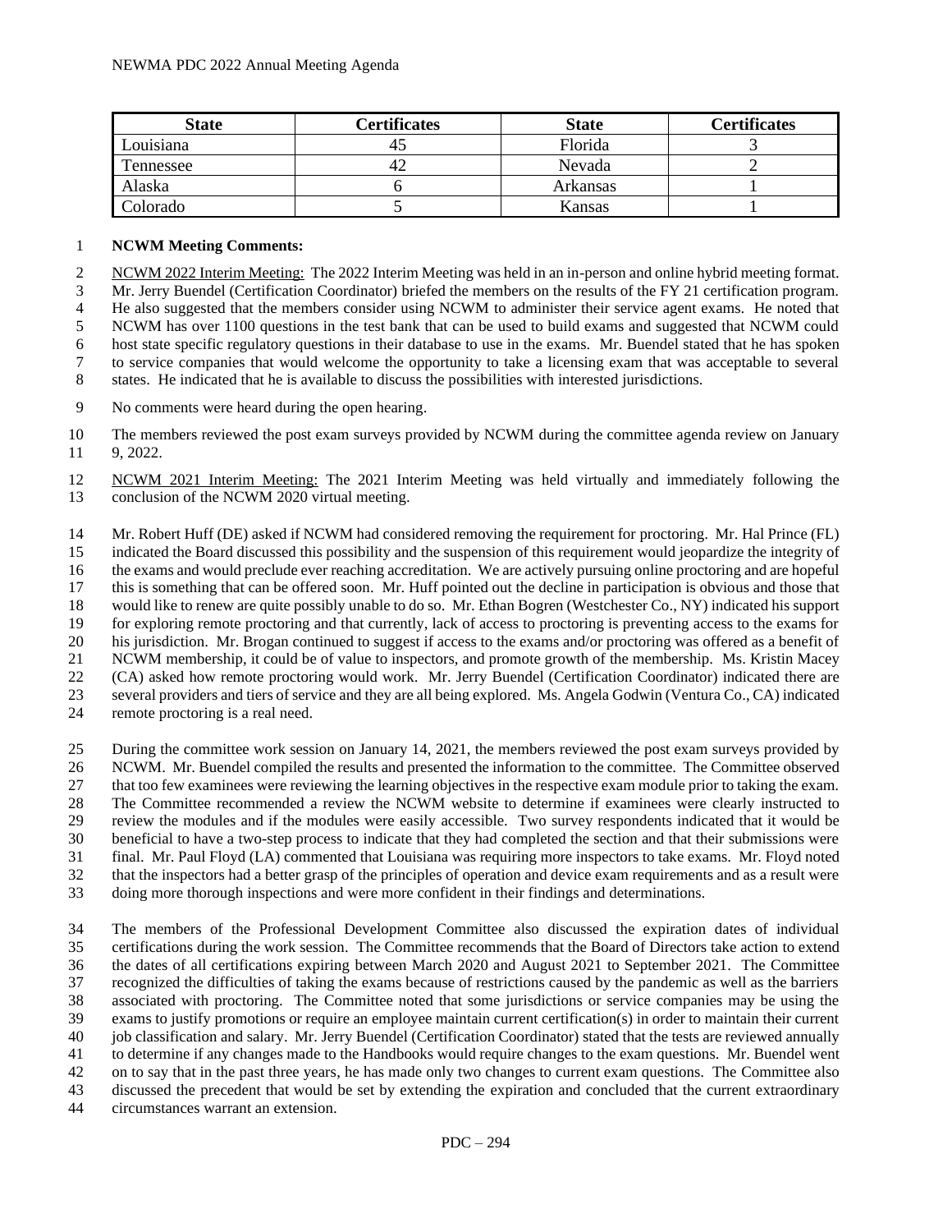| State | Certificates | State | Certificates |
|---|---|---|---|
| Louisiana | 45 | Florida | 3 |
| Tennessee | 42 | Nevada | 2 |
| Alaska | 6 | Arkansas | 1 |
| Colorado | 5 | Kansas | 1 |

**NCWM Meeting Comments:**

NCWM 2022 Interim Meeting: The 2022 Interim Meeting was held in an in-person and online hybrid meeting format. Mr. Jerry Buendel (Certification Coordinator) briefed the members on the results of the FY 21 certification program. He also suggested that the members consider using NCWM to administer their service agent exams. He noted that NCWM has over 1100 questions in the test bank that can be used to build exams and suggested that NCWM could host state specific regulatory questions in their database to use in the exams. Mr. Buendel stated that he has spoken to service companies that would welcome the opportunity to take a licensing exam that was acceptable to several states. He indicated that he is available to discuss the possibilities with interested jurisdictions.

No comments were heard during the open hearing.

The members reviewed the post exam surveys provided by NCWM during the committee agenda review on January 9, 2022.

NCWM 2021 Interim Meeting: The 2021 Interim Meeting was held virtually and immediately following the conclusion of the NCWM 2020 virtual meeting.

Mr. Robert Huff (DE) asked if NCWM had considered removing the requirement for proctoring. Mr. Hal Prince (FL) indicated the Board discussed this possibility and the suspension of this requirement would jeopardize the integrity of the exams and would preclude ever reaching accreditation. We are actively pursuing online proctoring and are hopeful this is something that can be offered soon. Mr. Huff pointed out the decline in participation is obvious and those that would like to renew are quite possibly unable to do so. Mr. Ethan Bogren (Westchester Co., NY) indicated his support for exploring remote proctoring and that currently, lack of access to proctoring is preventing access to the exams for his jurisdiction. Mr. Brogan continued to suggest if access to the exams and/or proctoring was offered as a benefit of NCWM membership, it could be of value to inspectors, and promote growth of the membership. Ms. Kristin Macey (CA) asked how remote proctoring would work. Mr. Jerry Buendel (Certification Coordinator) indicated there are several providers and tiers of service and they are all being explored. Ms. Angela Godwin (Ventura Co., CA) indicated remote proctoring is a real need.

During the committee work session on January 14, 2021, the members reviewed the post exam surveys provided by NCWM. Mr. Buendel compiled the results and presented the information to the committee. The Committee observed that too few examinees were reviewing the learning objectives in the respective exam module prior to taking the exam. The Committee recommended a review the NCWM website to determine if examinees were clearly instructed to review the modules and if the modules were easily accessible. Two survey respondents indicated that it would be beneficial to have a two-step process to indicate that they had completed the section and that their submissions were final. Mr. Paul Floyd (LA) commented that Louisiana was requiring more inspectors to take exams. Mr. Floyd noted that the inspectors had a better grasp of the principles of operation and device exam requirements and as a result were doing more thorough inspections and were more confident in their findings and determinations.

The members of the Professional Development Committee also discussed the expiration dates of individual certifications during the work session. The Committee recommends that the Board of Directors take action to extend the dates of all certifications expiring between March 2020 and August 2021 to September 2021. The Committee recognized the difficulties of taking the exams because of restrictions caused by the pandemic as well as the barriers associated with proctoring. The Committee noted that some jurisdictions or service companies may be using the exams to justify promotions or require an employee maintain current certification(s) in order to maintain their current job classification and salary. Mr. Jerry Buendel (Certification Coordinator) stated that the tests are reviewed annually to determine if any changes made to the Handbooks would require changes to the exam questions. Mr. Buendel went on to say that in the past three years, he has made only two changes to current exam questions. The Committee also discussed the precedent that would be set by extending the expiration and concluded that the current extraordinary circumstances warrant an extension.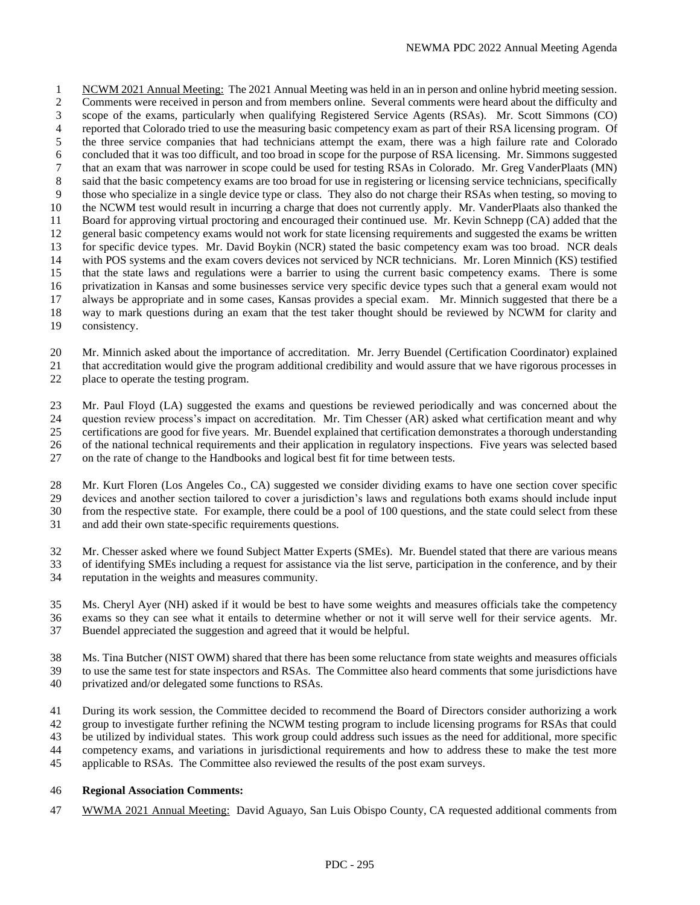<u>NCWM 2021 Annual Meeting:</u> The 2021 Annual Meeting was held in an in person and online hybrid meeting session. Comments were received in person and from members online. Several comments were heard about the difficulty and scope of the exams, particularly when qualifying Registered Service Agents (RSAs). Mr. Scott Simmons (CO) reported that Colorado tried to use the measuring basic competency exam as part of their RSA licensing program. Of the three service companies that had technicians attempt the exam, there was a high failure rate and Colorado concluded that it was too difficult, and too broad in scope for the purpose of RSA licensing. Mr. Simmons suggested that an exam that was narrower in scope could be used for testing RSAs in Colorado. Mr. Greg VanderPlaats (MN) said that the basic competency exams are too broad for use in registering or licensing service technicians, specifically those who specialize in a single device type or class. They also do not charge their RSAs when testing, so moving to the NCWM test would result in incurring a charge that does not currently apply. Mr. VanderPlaats also thanked the Board for approving virtual proctoring and encouraged their continued use. Mr. Kevin Schnepp (CA) added that the general basic competency exams would not work for state licensing requirements and suggested the exams be written for specific device types. Mr. David Boykin (NCR) stated the basic competency exam was too broad. NCR deals with POS systems and the exam covers devices not serviced by NCR technicians. Mr. Loren Minnich (KS) testified that the state laws and regulations were a barrier to using the current basic competency exams. There is some privatization in Kansas and some businesses service very specific device types such that a general exam would not always be appropriate and in some cases, Kansas provides a special exam. Mr. Minnich suggested that there be a way to mark questions during an exam that the test taker thought should be reviewed by NCWM for clarity and consistency.

Mr. Minnich asked about the importance of accreditation. Mr. Jerry Buendel (Certification Coordinator) explained that accreditation would give the program additional credibility and would assure that we have rigorous processes in place to operate the testing program.

Mr. Paul Floyd (LA) suggested the exams and questions be reviewed periodically and was concerned about the question review process's impact on accreditation. Mr. Tim Chesser (AR) asked what certification meant and why certifications are good for five years. Mr. Buendel explained that certification demonstrates a thorough understanding of the national technical requirements and their application in regulatory inspections. Five years was selected based on the rate of change to the Handbooks and logical best fit for time between tests.

Mr. Kurt Floren (Los Angeles Co., CA) suggested we consider dividing exams to have one section cover specific devices and another section tailored to cover a jurisdiction's laws and regulations both exams should include input from the respective state. For example, there could be a pool of 100 questions, and the state could select from these and add their own state-specific requirements questions.

Mr. Chesser asked where we found Subject Matter Experts (SMEs). Mr. Buendel stated that there are various means of identifying SMEs including a request for assistance via the list serve, participation in the conference, and by their reputation in the weights and measures community.

Ms. Cheryl Ayer (NH) asked if it would be best to have some weights and measures officials take the competency exams so they can see what it entails to determine whether or not it will serve well for their service agents. Mr. Buendel appreciated the suggestion and agreed that it would be helpful.

Ms. Tina Butcher (NIST OWM) shared that there has been some reluctance from state weights and measures officials to use the same test for state inspectors and RSAs. The Committee also heard comments that some jurisdictions have privatized and/or delegated some functions to RSAs.

During its work session, the Committee decided to recommend the Board of Directors consider authorizing a work group to investigate further refining the NCWM testing program to include licensing programs for RSAs that could be utilized by individual states. This work group could address such issues as the need for additional, more specific competency exams, and variations in jurisdictional requirements and how to address these to make the test more applicable to RSAs. The Committee also reviewed the results of the post exam surveys.

**Regional Association Comments:**

<u>WWMA 2021 Annual Meeting:</u> David Aguayo, San Luis Obispo County, CA requested additional comments from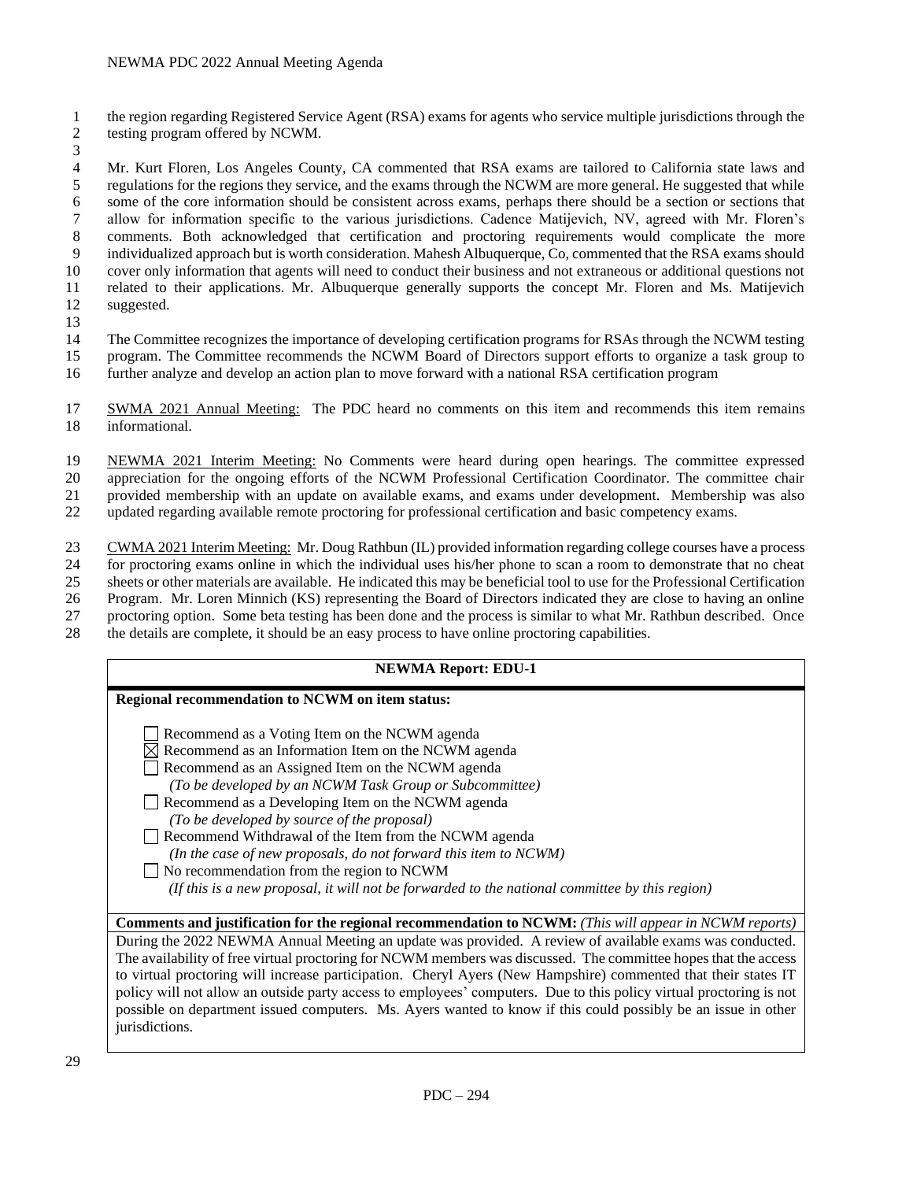the region regarding Registered Service Agent (RSA) exams for agents who service multiple jurisdictions through the testing program offered by NCWM.

Mr. Kurt Floren, Los Angeles County, CA commented that RSA exams are tailored to California state laws and regulations for the regions they service, and the exams through the NCWM are more general. He suggested that while some of the core information should be consistent across exams, perhaps there should be a section or sections that allow for information specific to the various jurisdictions. Cadence Matijevich, NV, agreed with Mr. Floren's comments. Both acknowledged that certification and proctoring requirements would complicate the more individualized approach but is worth consideration. Mahesh Albuquerque, Co, commented that the RSA exams should cover only information that agents will need to conduct their business and not extraneous or additional questions not related to their applications. Mr. Albuquerque generally supports the concept Mr. Floren and Ms. Matijevich suggested.

The Committee recognizes the importance of developing certification programs for RSAs through the NCWM testing program. The Committee recommends the NCWM Board of Directors support efforts to organize a task group to further analyze and develop an action plan to move forward with a national RSA certification program

SWMA 2021 Annual Meeting: The PDC heard no comments on this item and recommends this item remains informational.

NEWMA 2021 Interim Meeting: No Comments were heard during open hearings. The committee expressed appreciation for the ongoing efforts of the NCWM Professional Certification Coordinator. The committee chair provided membership with an update on available exams, and exams under development. Membership was also updated regarding available remote proctoring for professional certification and basic competency exams.

CWMA 2021 Interim Meeting: Mr. Doug Rathbun (IL) provided information regarding college courses have a process for proctoring exams online in which the individual uses his/her phone to scan a room to demonstrate that no cheat sheets or other materials are available. He indicated this may be beneficial tool to use for the Professional Certification Program. Mr. Loren Minnich (KS) representing the Board of Directors indicated they are close to having an online proctoring option. Some beta testing has been done and the process is similar to what Mr. Rathbun described. Once the details are complete, it should be an easy process to have online proctoring capabilities.

| **NEWMA Report: EDU-1** |
|---|
| **Regional recommendation to NCWM on item status:** |
| ☐ Recommend as a Voting Item on the NCWM agenda<br>☒ Recommend as an Information Item on the NCWM agenda<br>☐ Recommend as an Assigned Item on the NCWM agenda<br>*(To be developed by an NCWM Task Group or Subcommittee)*<br>☐ Recommend as a Developing Item on the NCWM agenda<br>*(To be developed by source of the proposal)*<br>☐ Recommend Withdrawal of the Item from the NCWM agenda<br>*(In the case of new proposals, do not forward this item to NCWM)*<br>☐ No recommendation from the region to NCWM<br>*(If this is a new proposal, it will not be forwarded to the national committee by this region)* |
| **Comments and justification for the regional recommendation to NCWM:** *(This will appear in NCWM reports)* |
| During the 2022 NEWMA Annual Meeting an update was provided. A review of available exams was conducted. The availability of free virtual proctoring for NCWM members was discussed. The committee hopes that the access to virtual proctoring will increase participation. Cheryl Ayers (New Hampshire) commented that their states IT policy will not allow an outside party access to employees' computers. Due to this policy virtual proctoring is not possible on department issued computers. Ms. Ayers wanted to know if this could possibly be an issue in other jurisdictions. |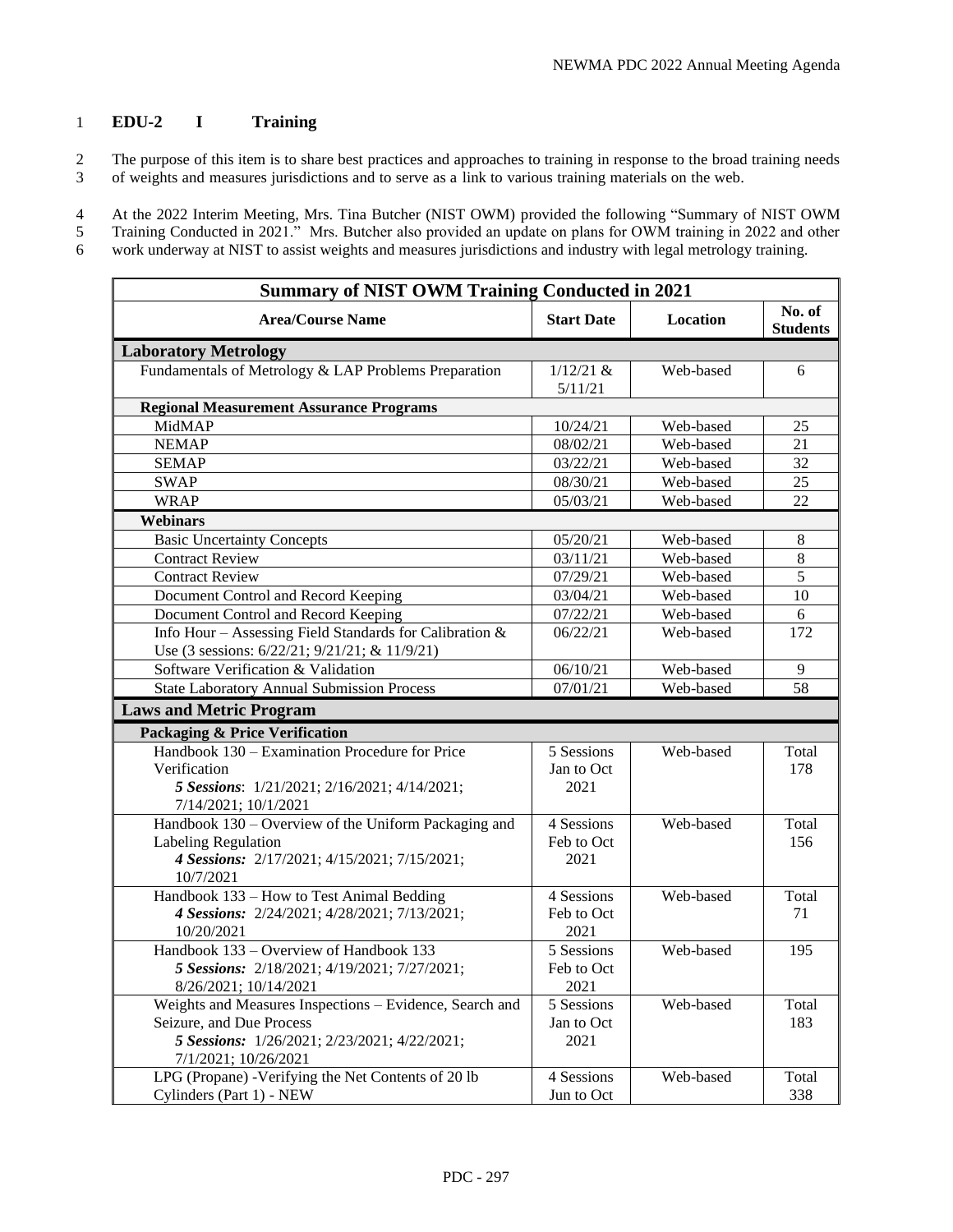## EDU-2 I Training

The purpose of this item is to share best practices and approaches to training in response to the broad training needs of weights and measures jurisdictions and to serve as a link to various training materials on the web.

At the 2022 Interim Meeting, Mrs. Tina Butcher (NIST OWM) provided the following "Summary of NIST OWM Training Conducted in 2021." Mrs. Butcher also provided an update on plans for OWM training in 2022 and other work underway at NIST to assist weights and measures jurisdictions and industry with legal metrology training.

| Summary of NIST OWM Training Conducted in 2021 | | | |
|---|---|---|---|
| **Area/Course Name** | **Start Date** | **Location** | **No. of Students** |
| **Laboratory Metrology** | | | |
| Fundamentals of Metrology & LAP Problems Preparation | 1/12/21 & 5/11/21 | Web-based | 6 |
| **Regional Measurement Assurance Programs** | | | |
| MidMAP | 10/24/21 | Web-based | 25 |
| NEMAP | 08/02/21 | Web-based | 21 |
| SEMAP | 03/22/21 | Web-based | 32 |
| SWAP | 08/30/21 | Web-based | 25 |
| WRAP | 05/03/21 | Web-based | 22 |
| **Webinars** | | | |
| Basic Uncertainty Concepts | 05/20/21 | Web-based | 8 |
| Contract Review | 03/11/21 | Web-based | 8 |
| Contract Review | 07/29/21 | Web-based | 5 |
| Document Control and Record Keeping | 03/04/21 | Web-based | 10 |
| Document Control and Record Keeping | 07/22/21 | Web-based | 6 |
| Info Hour – Assessing Field Standards for Calibration & Use (3 sessions: 6/22/21; 9/21/21; & 11/9/21) | 06/22/21 | Web-based | 172 |
| Software Verification & Validation | 06/10/21 | Web-based | 9 |
| State Laboratory Annual Submission Process | 07/01/21 | Web-based | 58 |
| **Laws and Metric Program** | | | |
| **Packaging & Price Verification** | | | |
| Handbook 130 – Examination Procedure for Price Verification ***5 Sessions**: 1/21/2021; 2/16/2021; 4/14/2021; 7/14/2021; 10/1/2021* | 5 Sessions Jan to Oct 2021 | Web-based | Total 178 |
| Handbook 130 – Overview of the Uniform Packaging and Labeling Regulation ***4 Sessions:** 2/17/2021; 4/15/2021; 7/15/2021; 10/7/2021* | 4 Sessions Feb to Oct 2021 | Web-based | Total 156 |
| Handbook 133 – How to Test Animal Bedding ***4 Sessions:** 2/24/2021; 4/28/2021; 7/13/2021; 10/20/2021* | 4 Sessions Feb to Oct 2021 | Web-based | Total 71 |
| Handbook 133 – Overview of Handbook 133 ***5 Sessions:** 2/18/2021; 4/19/2021; 7/27/2021; 8/26/2021; 10/14/2021* | 5 Sessions Feb to Oct 2021 | Web-based | 195 |
| Weights and Measures Inspections – Evidence, Search and Seizure, and Due Process ***5 Sessions:** 1/26/2021; 2/23/2021; 4/22/2021; 7/1/2021; 10/26/2021* | 5 Sessions Jan to Oct 2021 | Web-based | Total 183 |
| LPG (Propane) -Verifying the Net Contents of 20 lb Cylinders (Part 1) - NEW | 4 Sessions Jun to Oct | Web-based | Total 338 |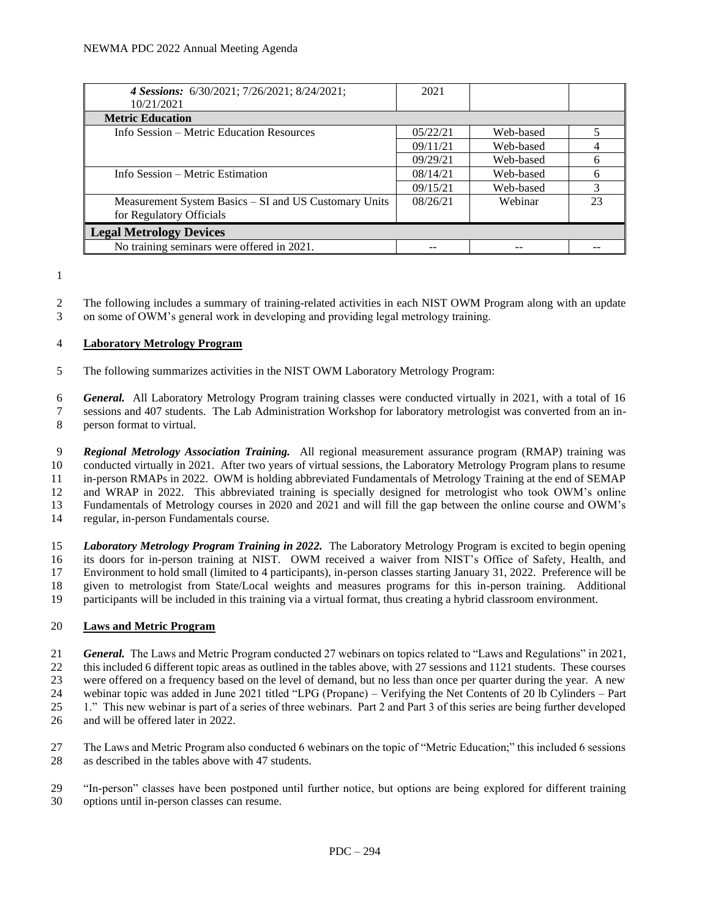| | | | |
|---|---|---|---|
| ***4 Sessions:*** 6/30/2021; 7/26/2021; 8/24/2021; 10/21/2021 | 2021 | | |
| **Metric Education** | | | |
| Info Session – Metric Education Resources | 05/22/21 | Web-based | 5 |
| | 09/11/21 | Web-based | 4 |
| | 09/29/21 | Web-based | 6 |
| Info Session – Metric Estimation | 08/14/21 | Web-based | 6 |
| | 09/15/21 | Web-based | 3 |
| Measurement System Basics – SI and US Customary Units for Regulatory Officials | 08/26/21 | Webinar | 23 |
| **Legal Metrology Devices** | | | |
| No training seminars were offered in 2021. | -- | -- | -- |

The following includes a summary of training-related activities in each NIST OWM Program along with an update on some of OWM's general work in developing and providing legal metrology training.

**Laboratory Metrology Program**

The following summarizes activities in the NIST OWM Laboratory Metrology Program:

***General.*** All Laboratory Metrology Program training classes were conducted virtually in 2021, with a total of 16 sessions and 407 students. The Lab Administration Workshop for laboratory metrologist was converted from an in-person format to virtual.

***Regional Metrology Association Training.*** All regional measurement assurance program (RMAP) training was conducted virtually in 2021. After two years of virtual sessions, the Laboratory Metrology Program plans to resume in-person RMAPs in 2022. OWM is holding abbreviated Fundamentals of Metrology Training at the end of SEMAP and WRAP in 2022. This abbreviated training is specially designed for metrologist who took OWM's online Fundamentals of Metrology courses in 2020 and 2021 and will fill the gap between the online course and OWM's regular, in-person Fundamentals course.

***Laboratory Metrology Program Training in 2022.*** The Laboratory Metrology Program is excited to begin opening its doors for in-person training at NIST. OWM received a waiver from NIST's Office of Safety, Health, and Environment to hold small (limited to 4 participants), in-person classes starting January 31, 2022. Preference will be given to metrologist from State/Local weights and measures programs for this in-person training. Additional participants will be included in this training via a virtual format, thus creating a hybrid classroom environment.

**Laws and Metric Program**

***General.*** The Laws and Metric Program conducted 27 webinars on topics related to "Laws and Regulations" in 2021, this included 6 different topic areas as outlined in the tables above, with 27 sessions and 1121 students. These courses were offered on a frequency based on the level of demand, but no less than once per quarter during the year. A new webinar topic was added in June 2021 titled "LPG (Propane) – Verifying the Net Contents of 20 lb Cylinders – Part 1." This new webinar is part of a series of three webinars. Part 2 and Part 3 of this series are being further developed and will be offered later in 2022.

The Laws and Metric Program also conducted 6 webinars on the topic of "Metric Education;" this included 6 sessions as described in the tables above with 47 students.

"In-person" classes have been postponed until further notice, but options are being explored for different training options until in-person classes can resume.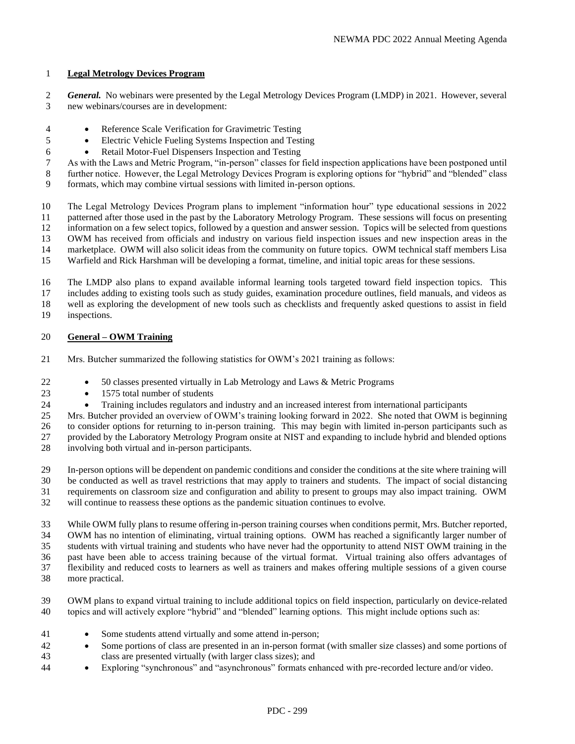**Legal Metrology Devices Program**

***General.*** No webinars were presented by the Legal Metrology Devices Program (LMDP) in 2021. However, several new webinars/courses are in development:

- Reference Scale Verification for Gravimetric Testing
- Electric Vehicle Fueling Systems Inspection and Testing
- Retail Motor-Fuel Dispensers Inspection and Testing

As with the Laws and Metric Program, "in-person" classes for field inspection applications have been postponed until further notice. However, the Legal Metrology Devices Program is exploring options for "hybrid" and "blended" class formats, which may combine virtual sessions with limited in-person options.

The Legal Metrology Devices Program plans to implement "information hour" type educational sessions in 2022 patterned after those used in the past by the Laboratory Metrology Program. These sessions will focus on presenting information on a few select topics, followed by a question and answer session. Topics will be selected from questions OWM has received from officials and industry on various field inspection issues and new inspection areas in the marketplace. OWM will also solicit ideas from the community on future topics. OWM technical staff members Lisa Warfield and Rick Harshman will be developing a format, timeline, and initial topic areas for these sessions.

The LMDP also plans to expand available informal learning tools targeted toward field inspection topics. This includes adding to existing tools such as study guides, examination procedure outlines, field manuals, and videos as well as exploring the development of new tools such as checklists and frequently asked questions to assist in field inspections.

**General – OWM Training**

Mrs. Butcher summarized the following statistics for OWM's 2021 training as follows:

- 50 classes presented virtually in Lab Metrology and Laws & Metric Programs
- 1575 total number of students
- Training includes regulators and industry and an increased interest from international participants

Mrs. Butcher provided an overview of OWM's training looking forward in 2022. She noted that OWM is beginning to consider options for returning to in-person training. This may begin with limited in-person participants such as provided by the Laboratory Metrology Program onsite at NIST and expanding to include hybrid and blended options involving both virtual and in-person participants.

In-person options will be dependent on pandemic conditions and consider the conditions at the site where training will be conducted as well as travel restrictions that may apply to trainers and students. The impact of social distancing requirements on classroom size and configuration and ability to present to groups may also impact training. OWM will continue to reassess these options as the pandemic situation continues to evolve.

While OWM fully plans to resume offering in-person training courses when conditions permit, Mrs. Butcher reported, OWM has no intention of eliminating, virtual training options. OWM has reached a significantly larger number of students with virtual training and students who have never had the opportunity to attend NIST OWM training in the past have been able to access training because of the virtual format. Virtual training also offers advantages of flexibility and reduced costs to learners as well as trainers and makes offering multiple sessions of a given course more practical.

OWM plans to expand virtual training to include additional topics on field inspection, particularly on device-related topics and will actively explore "hybrid" and "blended" learning options. This might include options such as:

- Some students attend virtually and some attend in-person;
- Some portions of class are presented in an in-person format (with smaller size classes) and some portions of class are presented virtually (with larger class sizes); and
- Exploring "synchronous" and "asynchronous" formats enhanced with pre-recorded lecture and/or video.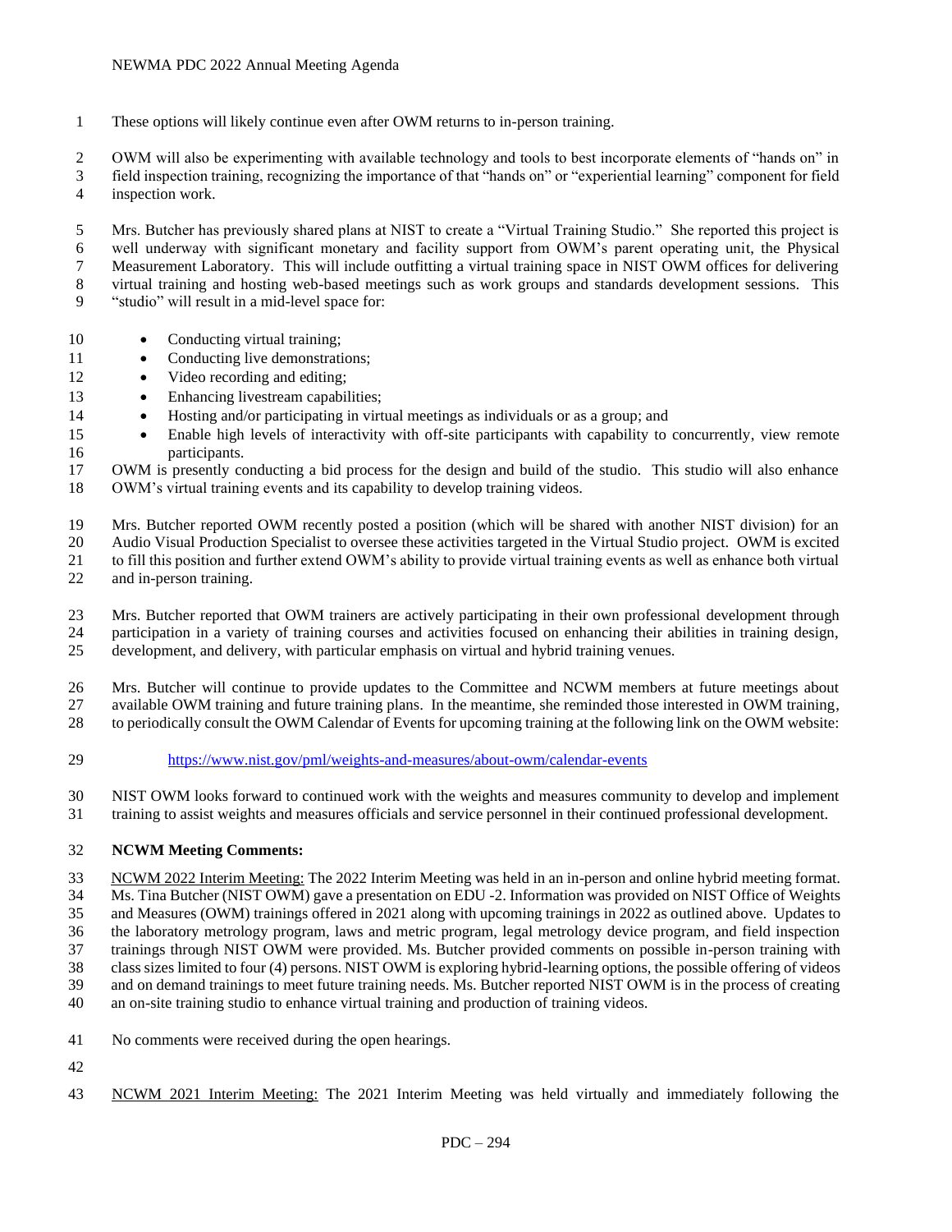These options will likely continue even after OWM returns to in-person training.

OWM will also be experimenting with available technology and tools to best incorporate elements of "hands on" in field inspection training, recognizing the importance of that "hands on" or "experiential learning" component for field inspection work.

Mrs. Butcher has previously shared plans at NIST to create a "Virtual Training Studio." She reported this project is well underway with significant monetary and facility support from OWM's parent operating unit, the Physical Measurement Laboratory. This will include outfitting a virtual training space in NIST OWM offices for delivering virtual training and hosting web-based meetings such as work groups and standards development sessions. This "studio" will result in a mid-level space for:

- Conducting virtual training;
- Conducting live demonstrations;
- Video recording and editing;
- Enhancing livestream capabilities;
- Hosting and/or participating in virtual meetings as individuals or as a group; and
- Enable high levels of interactivity with off-site participants with capability to concurrently, view remote participants.

OWM is presently conducting a bid process for the design and build of the studio. This studio will also enhance OWM's virtual training events and its capability to develop training videos.

Mrs. Butcher reported OWM recently posted a position (which will be shared with another NIST division) for an Audio Visual Production Specialist to oversee these activities targeted in the Virtual Studio project. OWM is excited to fill this position and further extend OWM's ability to provide virtual training events as well as enhance both virtual and in-person training.

Mrs. Butcher reported that OWM trainers are actively participating in their own professional development through participation in a variety of training courses and activities focused on enhancing their abilities in training design, development, and delivery, with particular emphasis on virtual and hybrid training venues.

Mrs. Butcher will continue to provide updates to the Committee and NCWM members at future meetings about available OWM training and future training plans. In the meantime, she reminded those interested in OWM training, to periodically consult the OWM Calendar of Events for upcoming training at the following link on the OWM website:

https://www.nist.gov/pml/weights-and-measures/about-owm/calendar-events

NIST OWM looks forward to continued work with the weights and measures community to develop and implement training to assist weights and measures officials and service personnel in their continued professional development.

**NCWM Meeting Comments:**

NCWM 2022 Interim Meeting: The 2022 Interim Meeting was held in an in-person and online hybrid meeting format. Ms. Tina Butcher (NIST OWM) gave a presentation on EDU -2. Information was provided on NIST Office of Weights and Measures (OWM) trainings offered in 2021 along with upcoming trainings in 2022 as outlined above. Updates to the laboratory metrology program, laws and metric program, legal metrology device program, and field inspection trainings through NIST OWM were provided. Ms. Butcher provided comments on possible in-person training with class sizes limited to four (4) persons. NIST OWM is exploring hybrid-learning options, the possible offering of videos and on demand trainings to meet future training needs. Ms. Butcher reported NIST OWM is in the process of creating an on-site training studio to enhance virtual training and production of training videos.

No comments were received during the open hearings.

NCWM 2021 Interim Meeting: The 2021 Interim Meeting was held virtually and immediately following the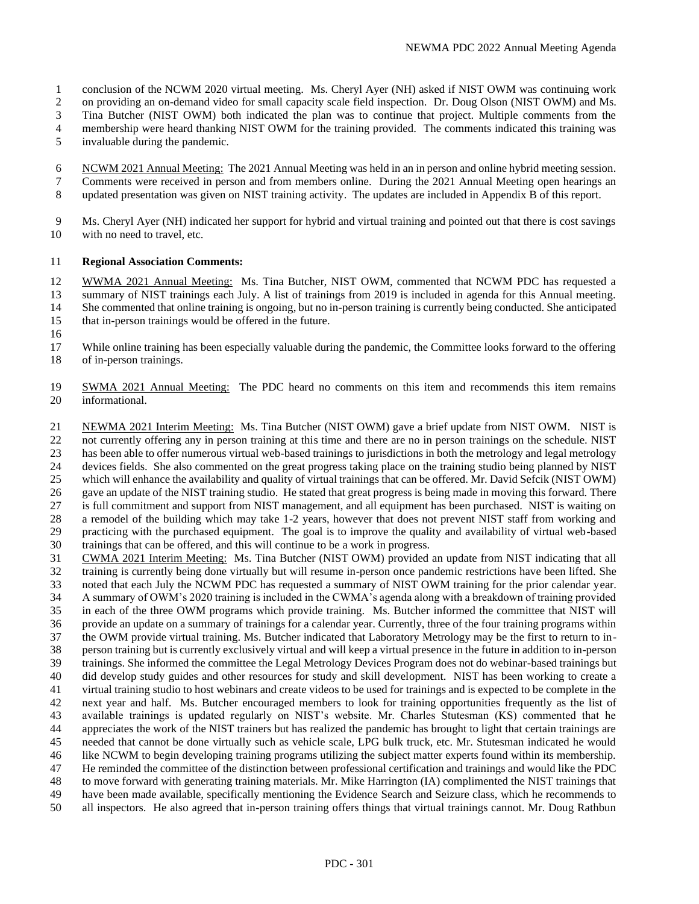conclusion of the NCWM 2020 virtual meeting. Ms. Cheryl Ayer (NH) asked if NIST OWM was continuing work on providing an on-demand video for small capacity scale field inspection. Dr. Doug Olson (NIST OWM) and Ms. Tina Butcher (NIST OWM) both indicated the plan was to continue that project. Multiple comments from the membership were heard thanking NIST OWM for the training provided. The comments indicated this training was invaluable during the pandemic.

NCWM 2021 Annual Meeting: The 2021 Annual Meeting was held in an in person and online hybrid meeting session. Comments were received in person and from members online. During the 2021 Annual Meeting open hearings an updated presentation was given on NIST training activity. The updates are included in Appendix B of this report.

Ms. Cheryl Ayer (NH) indicated her support for hybrid and virtual training and pointed out that there is cost savings with no need to travel, etc.

**Regional Association Comments:**

WWMA 2021 Annual Meeting: Ms. Tina Butcher, NIST OWM, commented that NCWM PDC has requested a summary of NIST trainings each July. A list of trainings from 2019 is included in agenda for this Annual meeting. She commented that online training is ongoing, but no in-person training is currently being conducted. She anticipated that in-person trainings would be offered in the future.

While online training has been especially valuable during the pandemic, the Committee looks forward to the offering of in-person trainings.

SWMA 2021 Annual Meeting: The PDC heard no comments on this item and recommends this item remains informational.

NEWMA 2021 Interim Meeting: Ms. Tina Butcher (NIST OWM) gave a brief update from NIST OWM. NIST is not currently offering any in person training at this time and there are no in person trainings on the schedule. NIST has been able to offer numerous virtual web-based trainings to jurisdictions in both the metrology and legal metrology devices fields. She also commented on the great progress taking place on the training studio being planned by NIST which will enhance the availability and quality of virtual trainings that can be offered. Mr. David Sefcik (NIST OWM) gave an update of the NIST training studio. He stated that great progress is being made in moving this forward. There is full commitment and support from NIST management, and all equipment has been purchased. NIST is waiting on a remodel of the building which may take 1-2 years, however that does not prevent NIST staff from working and practicing with the purchased equipment. The goal is to improve the quality and availability of virtual web-based trainings that can be offered, and this will continue to be a work in progress.

CWMA 2021 Interim Meeting: Ms. Tina Butcher (NIST OWM) provided an update from NIST indicating that all training is currently being done virtually but will resume in-person once pandemic restrictions have been lifted. She noted that each July the NCWM PDC has requested a summary of NIST OWM training for the prior calendar year. A summary of OWM's 2020 training is included in the CWMA's agenda along with a breakdown of training provided in each of the three OWM programs which provide training. Ms. Butcher informed the committee that NIST will provide an update on a summary of trainings for a calendar year. Currently, three of the four training programs within the OWM provide virtual training. Ms. Butcher indicated that Laboratory Metrology may be the first to return to in-person training but is currently exclusively virtual and will keep a virtual presence in the future in addition to in-person trainings. She informed the committee the Legal Metrology Devices Program does not do webinar-based trainings but did develop study guides and other resources for study and skill development. NIST has been working to create a virtual training studio to host webinars and create videos to be used for trainings and is expected to be complete in the next year and half. Ms. Butcher encouraged members to look for training opportunities frequently as the list of available trainings is updated regularly on NIST's website. Mr. Charles Stutesman (KS) commented that he appreciates the work of the NIST trainers but has realized the pandemic has brought to light that certain trainings are needed that cannot be done virtually such as vehicle scale, LPG bulk truck, etc. Mr. Stutesman indicated he would like NCWM to begin developing training programs utilizing the subject matter experts found within its membership. He reminded the committee of the distinction between professional certification and trainings and would like the PDC to move forward with generating training materials. Mr. Mike Harrington (IA) complimented the NIST trainings that have been made available, specifically mentioning the Evidence Search and Seizure class, which he recommends to all inspectors. He also agreed that in-person training offers things that virtual trainings cannot. Mr. Doug Rathbun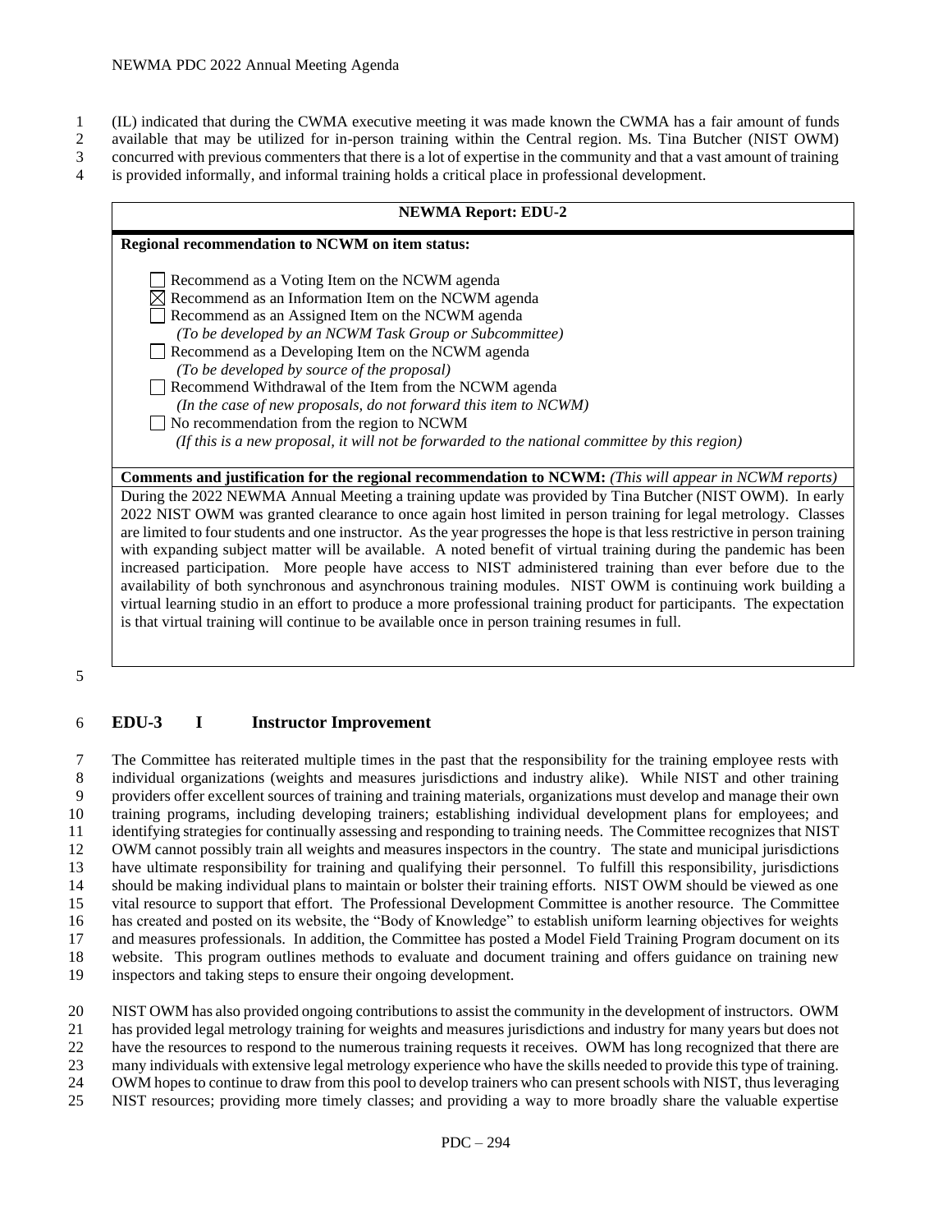(IL) indicated that during the CWMA executive meeting it was made known the CWMA has a fair amount of funds available that may be utilized for in-person training within the Central region. Ms. Tina Butcher (NIST OWM) concurred with previous commenters that there is a lot of expertise in the community and that a vast amount of training is provided informally, and informal training holds a critical place in professional development.

| NEWMA Report: EDU-2 |
|---|
| **Regional recommendation to NCWM on item status:**<br><br>☐ Recommend as a Voting Item on the NCWM agenda<br>☒ Recommend as an Information Item on the NCWM agenda<br>☐ Recommend as an Assigned Item on the NCWM agenda<br>*(To be developed by an NCWM Task Group or Subcommittee)*<br>☐ Recommend as a Developing Item on the NCWM agenda<br>*(To be developed by source of the proposal)*<br>☐ Recommend Withdrawal of the Item from the NCWM agenda<br>*(In the case of new proposals, do not forward this item to NCWM)*<br>☐ No recommendation from the region to NCWM<br>*(If this is a new proposal, it will not be forwarded to the national committee by this region)* |
| **Comments and justification for the regional recommendation to NCWM:** *(This will appear in NCWM reports)* |
| During the 2022 NEWMA Annual Meeting a training update was provided by Tina Butcher (NIST OWM). In early 2022 NIST OWM was granted clearance to once again host limited in person training for legal metrology. Classes are limited to four students and one instructor. As the year progresses the hope is that less restrictive in person training with expanding subject matter will be available. A noted benefit of virtual training during the pandemic has been increased participation. More people have access to NIST administered training than ever before due to the availability of both synchronous and asynchronous training modules. NIST OWM is continuing work building a virtual learning studio in an effort to produce a more professional training product for participants. The expectation is that virtual training will continue to be available once in person training resumes in full. |

## EDU-3 I Instructor Improvement

The Committee has reiterated multiple times in the past that the responsibility for the training employee rests with individual organizations (weights and measures jurisdictions and industry alike). While NIST and other training providers offer excellent sources of training and training materials, organizations must develop and manage their own training programs, including developing trainers; establishing individual development plans for employees; and identifying strategies for continually assessing and responding to training needs. The Committee recognizes that NIST OWM cannot possibly train all weights and measures inspectors in the country. The state and municipal jurisdictions have ultimate responsibility for training and qualifying their personnel. To fulfill this responsibility, jurisdictions should be making individual plans to maintain or bolster their training efforts. NIST OWM should be viewed as one vital resource to support that effort. The Professional Development Committee is another resource. The Committee has created and posted on its website, the "Body of Knowledge" to establish uniform learning objectives for weights and measures professionals. In addition, the Committee has posted a Model Field Training Program document on its website. This program outlines methods to evaluate and document training and offers guidance on training new inspectors and taking steps to ensure their ongoing development.

NIST OWM has also provided ongoing contributions to assist the community in the development of instructors. OWM has provided legal metrology training for weights and measures jurisdictions and industry for many years but does not have the resources to respond to the numerous training requests it receives. OWM has long recognized that there are many individuals with extensive legal metrology experience who have the skills needed to provide this type of training. OWM hopes to continue to draw from this pool to develop trainers who can present schools with NIST, thus leveraging NIST resources; providing more timely classes; and providing a way to more broadly share the valuable expertise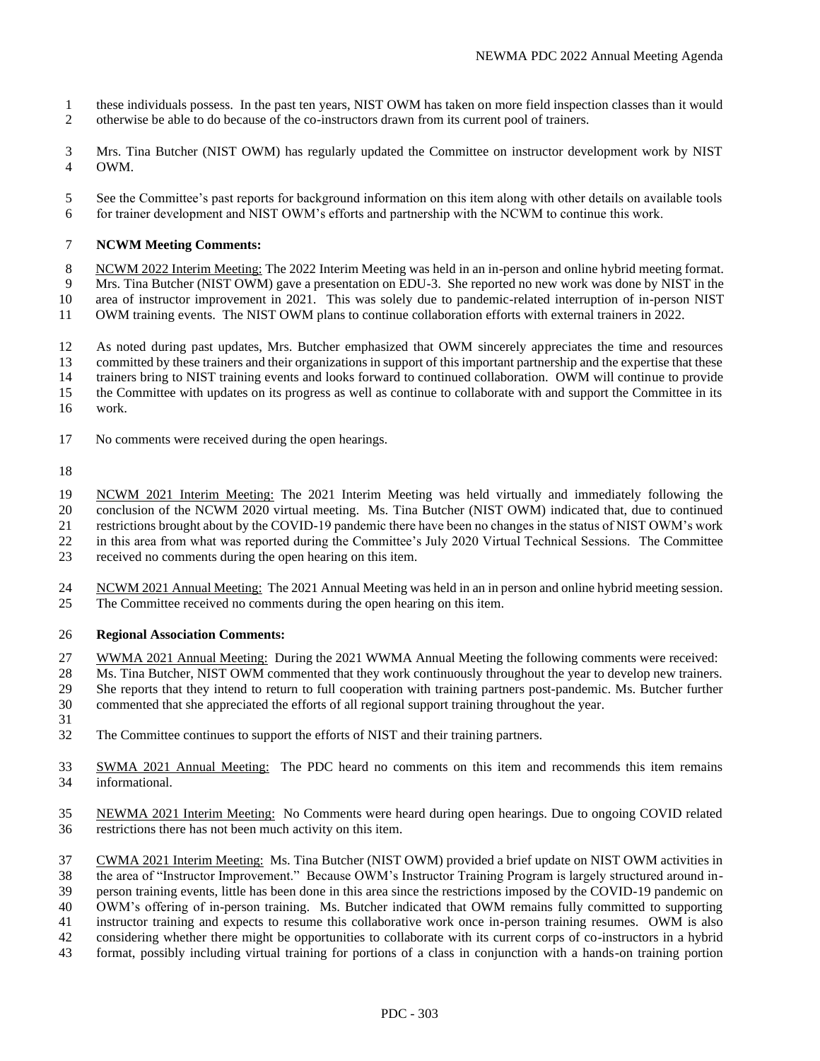these individuals possess. In the past ten years, NIST OWM has taken on more field inspection classes than it would otherwise be able to do because of the co-instructors drawn from its current pool of trainers.

Mrs. Tina Butcher (NIST OWM) has regularly updated the Committee on instructor development work by NIST OWM.

See the Committee's past reports for background information on this item along with other details on available tools for trainer development and NIST OWM's efforts and partnership with the NCWM to continue this work.

**NCWM Meeting Comments:**

NCWM 2022 Interim Meeting: The 2022 Interim Meeting was held in an in-person and online hybrid meeting format. Mrs. Tina Butcher (NIST OWM) gave a presentation on EDU-3. She reported no new work was done by NIST in the area of instructor improvement in 2021. This was solely due to pandemic-related interruption of in-person NIST OWM training events. The NIST OWM plans to continue collaboration efforts with external trainers in 2022.

As noted during past updates, Mrs. Butcher emphasized that OWM sincerely appreciates the time and resources committed by these trainers and their organizations in support of this important partnership and the expertise that these trainers bring to NIST training events and looks forward to continued collaboration. OWM will continue to provide the Committee with updates on its progress as well as continue to collaborate with and support the Committee in its work.

No comments were received during the open hearings.

NCWM 2021 Interim Meeting: The 2021 Interim Meeting was held virtually and immediately following the conclusion of the NCWM 2020 virtual meeting. Ms. Tina Butcher (NIST OWM) indicated that, due to continued restrictions brought about by the COVID-19 pandemic there have been no changes in the status of NIST OWM's work in this area from what was reported during the Committee's July 2020 Virtual Technical Sessions. The Committee received no comments during the open hearing on this item.

NCWM 2021 Annual Meeting: The 2021 Annual Meeting was held in an in person and online hybrid meeting session. The Committee received no comments during the open hearing on this item.

**Regional Association Comments:**

WWMA 2021 Annual Meeting: During the 2021 WWMA Annual Meeting the following comments were received: Ms. Tina Butcher, NIST OWM commented that they work continuously throughout the year to develop new trainers. She reports that they intend to return to full cooperation with training partners post-pandemic. Ms. Butcher further commented that she appreciated the efforts of all regional support training throughout the year.

The Committee continues to support the efforts of NIST and their training partners.

SWMA 2021 Annual Meeting: The PDC heard no comments on this item and recommends this item remains informational.

NEWMA 2021 Interim Meeting: No Comments were heard during open hearings. Due to ongoing COVID related restrictions there has not been much activity on this item.

CWMA 2021 Interim Meeting: Ms. Tina Butcher (NIST OWM) provided a brief update on NIST OWM activities in the area of "Instructor Improvement." Because OWM's Instructor Training Program is largely structured around in-person training events, little has been done in this area since the restrictions imposed by the COVID-19 pandemic on OWM's offering of in-person training. Ms. Butcher indicated that OWM remains fully committed to supporting instructor training and expects to resume this collaborative work once in-person training resumes. OWM is also considering whether there might be opportunities to collaborate with its current corps of co-instructors in a hybrid format, possibly including virtual training for portions of a class in conjunction with a hands-on training portion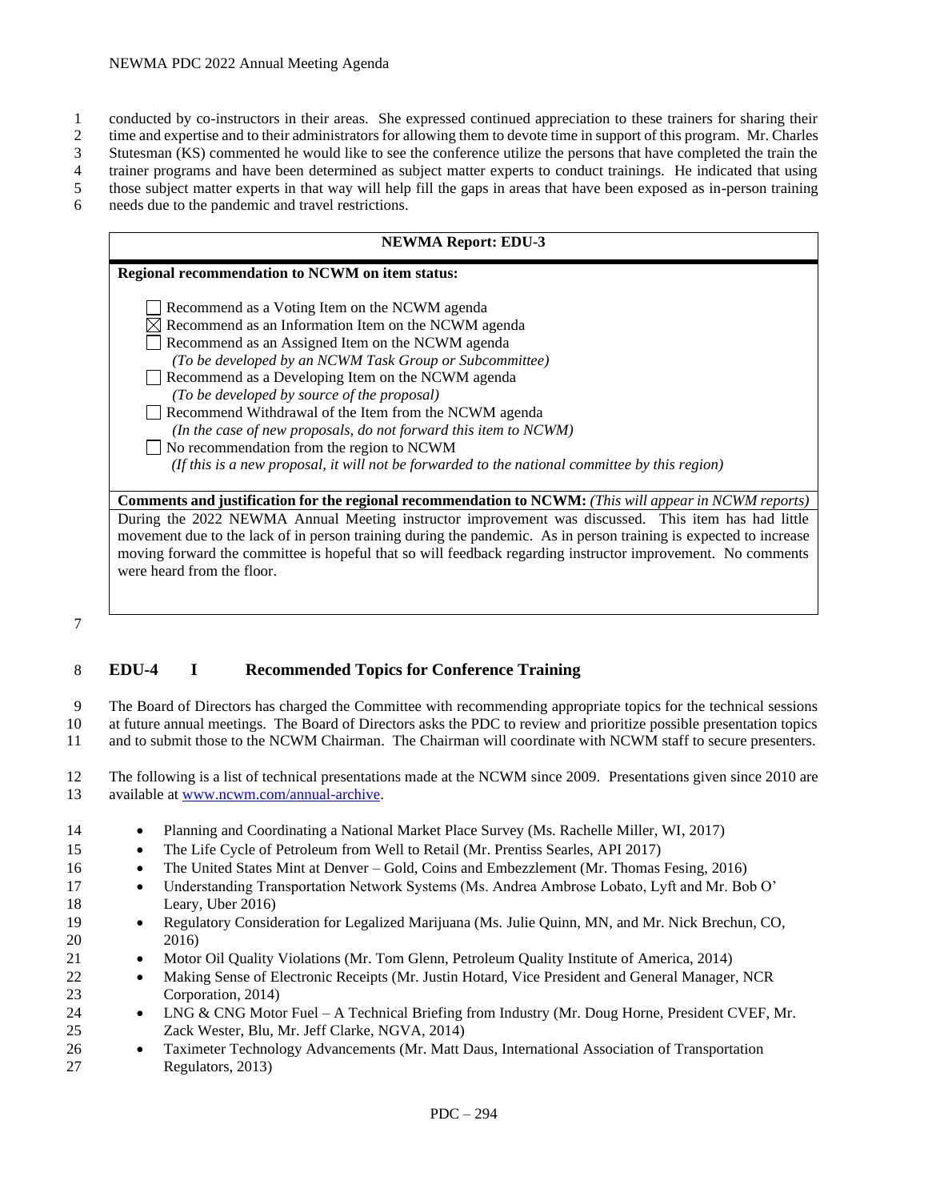conducted by co-instructors in their areas. She expressed continued appreciation to these trainers for sharing their time and expertise and to their administrators for allowing them to devote time in support of this program. Mr. Charles Stutesman (KS) commented he would like to see the conference utilize the persons that have completed the train the trainer programs and have been determined as subject matter experts to conduct trainings. He indicated that using those subject matter experts in that way will help fill the gaps in areas that have been exposed as in-person training needs due to the pandemic and travel restrictions.

| **NEWMA Report: EDU-3** |
|---|
| **Regional recommendation to NCWM on item status:** |
| ☐ Recommend as a Voting Item on the NCWM agenda<br>☒ Recommend as an Information Item on the NCWM agenda<br>☐ Recommend as an Assigned Item on the NCWM agenda<br>*(To be developed by an NCWM Task Group or Subcommittee)*<br>☐ Recommend as a Developing Item on the NCWM agenda<br>*(To be developed by source of the proposal)*<br>☐ Recommend Withdrawal of the Item from the NCWM agenda<br>*(In the case of new proposals, do not forward this item to NCWM)*<br>☐ No recommendation from the region to NCWM<br>*(If this is a new proposal, it will not be forwarded to the national committee by this region)* |
| **Comments and justification for the regional recommendation to NCWM:** *(This will appear in NCWM reports)* |
| During the 2022 NEWMA Annual Meeting instructor improvement was discussed. This item has had little movement due to the lack of in person training during the pandemic. As in person training is expected to increase moving forward the committee is hopeful that so will feedback regarding instructor improvement. No comments were heard from the floor. |

## EDU-4 I Recommended Topics for Conference Training

The Board of Directors has charged the Committee with recommending appropriate topics for the technical sessions at future annual meetings. The Board of Directors asks the PDC to review and prioritize possible presentation topics and to submit those to the NCWM Chairman. The Chairman will coordinate with NCWM staff to secure presenters.

The following is a list of technical presentations made at the NCWM since 2009. Presentations given since 2010 are available at [www.ncwm.com/annual-archive](www.ncwm.com/annual-archive).

- Planning and Coordinating a National Market Place Survey (Ms. Rachelle Miller, WI, 2017)
- The Life Cycle of Petroleum from Well to Retail (Mr. Prentiss Searles, API 2017)
- The United States Mint at Denver – Gold, Coins and Embezzlement (Mr. Thomas Fesing, 2016)
- Understanding Transportation Network Systems (Ms. Andrea Ambrose Lobato, Lyft and Mr. Bob O' Leary, Uber 2016)
- Regulatory Consideration for Legalized Marijuana (Ms. Julie Quinn, MN, and Mr. Nick Brechun, CO, 2016)
- Motor Oil Quality Violations (Mr. Tom Glenn, Petroleum Quality Institute of America, 2014)
- Making Sense of Electronic Receipts (Mr. Justin Hotard, Vice President and General Manager, NCR Corporation, 2014)
- LNG & CNG Motor Fuel – A Technical Briefing from Industry (Mr. Doug Horne, President CVEF, Mr. Zack Wester, Blu, Mr. Jeff Clarke, NGVA, 2014)
- Taximeter Technology Advancements (Mr. Matt Daus, International Association of Transportation Regulators, 2013)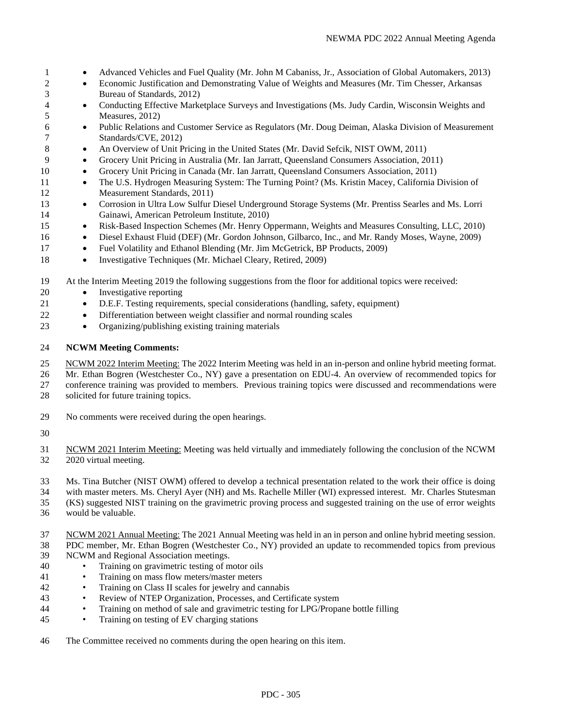- Advanced Vehicles and Fuel Quality (Mr. John M Cabaniss, Jr., Association of Global Automakers, 2013)
- Economic Justification and Demonstrating Value of Weights and Measures (Mr. Tim Chesser, Arkansas Bureau of Standards, 2012)
- Conducting Effective Marketplace Surveys and Investigations (Ms. Judy Cardin, Wisconsin Weights and Measures, 2012)
- Public Relations and Customer Service as Regulators (Mr. Doug Deiman, Alaska Division of Measurement Standards/CVE, 2012)
- An Overview of Unit Pricing in the United States (Mr. David Sefcik, NIST OWM, 2011)
- Grocery Unit Pricing in Australia (Mr. Ian Jarratt, Queensland Consumers Association, 2011)
- Grocery Unit Pricing in Canada (Mr. Ian Jarratt, Queensland Consumers Association, 2011)
- The U.S. Hydrogen Measuring System: The Turning Point? (Ms. Kristin Macey, California Division of Measurement Standards, 2011)
- Corrosion in Ultra Low Sulfur Diesel Underground Storage Systems (Mr. Prentiss Searles and Ms. Lorri Gainawi, American Petroleum Institute, 2010)
- Risk-Based Inspection Schemes (Mr. Henry Oppermann, Weights and Measures Consulting, LLC, 2010)
- Diesel Exhaust Fluid (DEF) (Mr. Gordon Johnson, Gilbarco, Inc., and Mr. Randy Moses, Wayne, 2009)
- Fuel Volatility and Ethanol Blending (Mr. Jim McGetrick, BP Products, 2009)
- Investigative Techniques (Mr. Michael Cleary, Retired, 2009)

At the Interim Meeting 2019 the following suggestions from the floor for additional topics were received:

- Investigative reporting
- D.E.F. Testing requirements, special considerations (handling, safety, equipment)
- Differentiation between weight classifier and normal rounding scales
- Organizing/publishing existing training materials

**NCWM Meeting Comments:**

NCWM 2022 Interim Meeting: The 2022 Interim Meeting was held in an in-person and online hybrid meeting format. Mr. Ethan Bogren (Westchester Co., NY) gave a presentation on EDU-4. An overview of recommended topics for conference training was provided to members. Previous training topics were discussed and recommendations were solicited for future training topics.

No comments were received during the open hearings.

NCWM 2021 Interim Meeting: Meeting was held virtually and immediately following the conclusion of the NCWM 2020 virtual meeting.

Ms. Tina Butcher (NIST OWM) offered to develop a technical presentation related to the work their office is doing with master meters. Ms. Cheryl Ayer (NH) and Ms. Rachelle Miller (WI) expressed interest. Mr. Charles Stutesman (KS) suggested NIST training on the gravimetric proving process and suggested training on the use of error weights would be valuable.

NCWM 2021 Annual Meeting: The 2021 Annual Meeting was held in an in person and online hybrid meeting session. PDC member, Mr. Ethan Bogren (Westchester Co., NY) provided an update to recommended topics from previous NCWM and Regional Association meetings.

- Training on gravimetric testing of motor oils
- Training on mass flow meters/master meters
- Training on Class II scales for jewelry and cannabis
- Review of NTEP Organization, Processes, and Certificate system
- Training on method of sale and gravimetric testing for LPG/Propane bottle filling
- Training on testing of EV charging stations

The Committee received no comments during the open hearing on this item.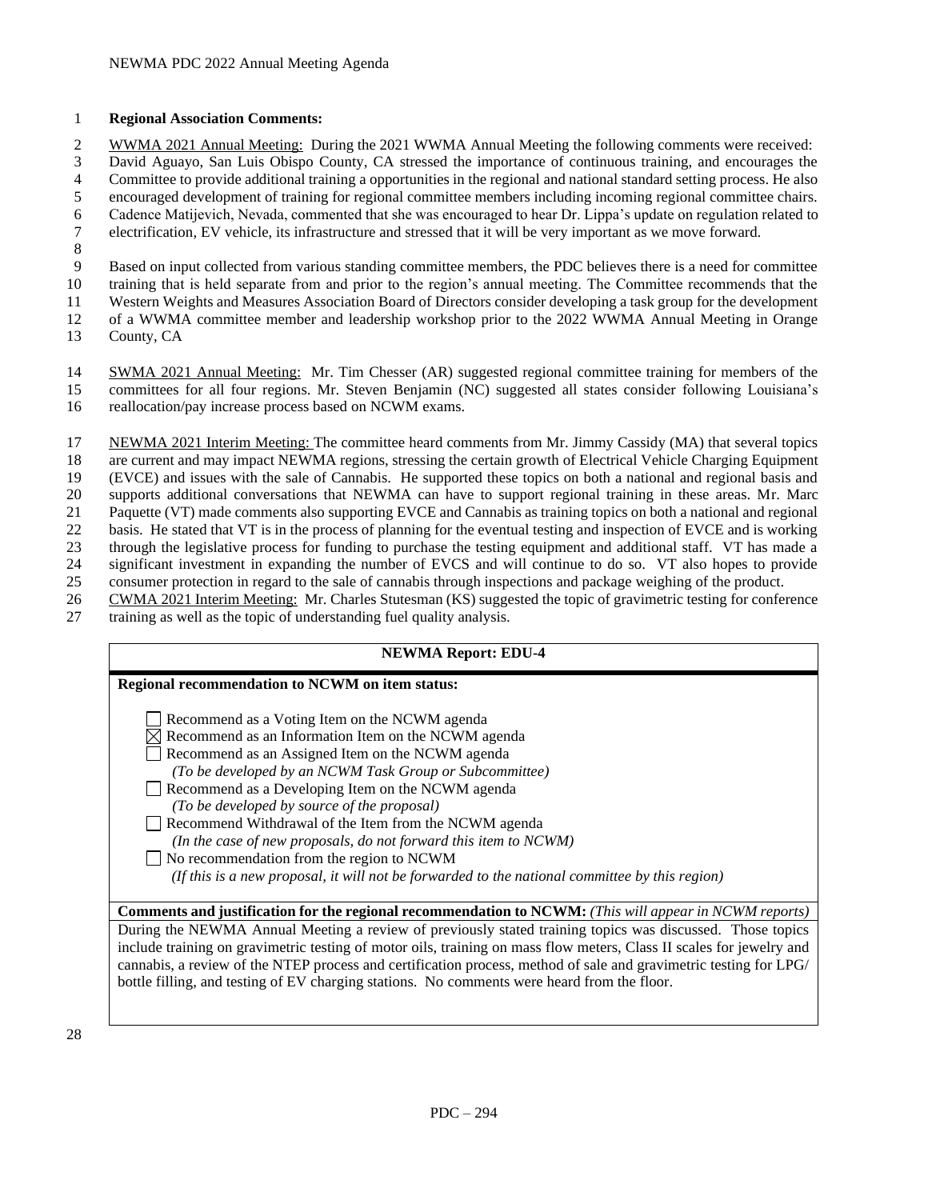**Regional Association Comments:**

WWMA 2021 Annual Meeting: During the 2021 WWMA Annual Meeting the following comments were received: David Aguayo, San Luis Obispo County, CA stressed the importance of continuous training, and encourages the Committee to provide additional training a opportunities in the regional and national standard setting process. He also encouraged development of training for regional committee members including incoming regional committee chairs. Cadence Matijevich, Nevada, commented that she was encouraged to hear Dr. Lippa's update on regulation related to electrification, EV vehicle, its infrastructure and stressed that it will be very important as we move forward.

Based on input collected from various standing committee members, the PDC believes there is a need for committee training that is held separate from and prior to the region's annual meeting. The Committee recommends that the Western Weights and Measures Association Board of Directors consider developing a task group for the development of a WWMA committee member and leadership workshop prior to the 2022 WWMA Annual Meeting in Orange County, CA

SWMA 2021 Annual Meeting: Mr. Tim Chesser (AR) suggested regional committee training for members of the committees for all four regions. Mr. Steven Benjamin (NC) suggested all states consider following Louisiana's reallocation/pay increase process based on NCWM exams.

NEWMA 2021 Interim Meeting: The committee heard comments from Mr. Jimmy Cassidy (MA) that several topics are current and may impact NEWMA regions, stressing the certain growth of Electrical Vehicle Charging Equipment (EVCE) and issues with the sale of Cannabis. He supported these topics on both a national and regional basis and supports additional conversations that NEWMA can have to support regional training in these areas. Mr. Marc Paquette (VT) made comments also supporting EVCE and Cannabis as training topics on both a national and regional basis. He stated that VT is in the process of planning for the eventual testing and inspection of EVCE and is working through the legislative process for funding to purchase the testing equipment and additional staff. VT has made a significant investment in expanding the number of EVCS and will continue to do so. VT also hopes to provide consumer protection in regard to the sale of cannabis through inspections and package weighing of the product.

CWMA 2021 Interim Meeting: Mr. Charles Stutesman (KS) suggested the topic of gravimetric testing for conference training as well as the topic of understanding fuel quality analysis.

| **NEWMA Report: EDU-4** |
|---|
| **Regional recommendation to NCWM on item status:**<br><br>☐ Recommend as a Voting Item on the NCWM agenda<br>☒ Recommend as an Information Item on the NCWM agenda<br>☐ Recommend as an Assigned Item on the NCWM agenda<br>*(To be developed by an NCWM Task Group or Subcommittee)*<br>☐ Recommend as a Developing Item on the NCWM agenda<br>*(To be developed by source of the proposal)*<br>☐ Recommend Withdrawal of the Item from the NCWM agenda<br>*(In the case of new proposals, do not forward this item to NCWM)*<br>☐ No recommendation from the region to NCWM<br>*(If this is a new proposal, it will not be forwarded to the national committee by this region)* |
| **Comments and justification for the regional recommendation to NCWM:** *(This will appear in NCWM reports)* |
| During the NEWMA Annual Meeting a review of previously stated training topics was discussed. Those topics include training on gravimetric testing of motor oils, training on mass flow meters, Class II scales for jewelry and cannabis, a review of the NTEP process and certification process, method of sale and gravimetric testing for LPG/ bottle filling, and testing of EV charging stations. No comments were heard from the floor. |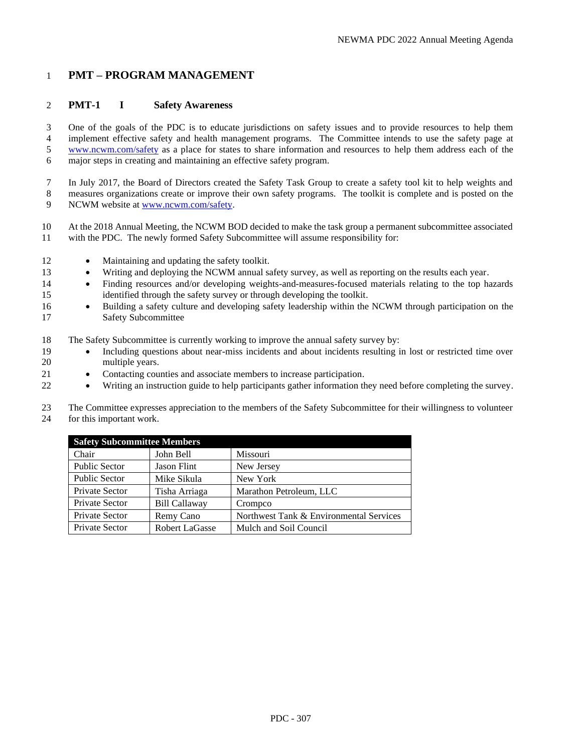# PMT – PROGRAM MANAGEMENT

## PMT-1 I Safety Awareness

One of the goals of the PDC is to educate jurisdictions on safety issues and to provide resources to help them implement effective safety and health management programs. The Committee intends to use the safety page at www.ncwm.com/safety as a place for states to share information and resources to help them address each of the major steps in creating and maintaining an effective safety program.

In July 2017, the Board of Directors created the Safety Task Group to create a safety tool kit to help weights and measures organizations create or improve their own safety programs. The toolkit is complete and is posted on the NCWM website at www.ncwm.com/safety.

At the 2018 Annual Meeting, the NCWM BOD decided to make the task group a permanent subcommittee associated with the PDC. The newly formed Safety Subcommittee will assume responsibility for:

- Maintaining and updating the safety toolkit.
- Writing and deploying the NCWM annual safety survey, as well as reporting on the results each year.
- Finding resources and/or developing weights-and-measures-focused materials relating to the top hazards identified through the safety survey or through developing the toolkit.
- Building a safety culture and developing safety leadership within the NCWM through participation on the Safety Subcommittee

The Safety Subcommittee is currently working to improve the annual safety survey by:

- Including questions about near-miss incidents and about incidents resulting in lost or restricted time over multiple years.
- Contacting counties and associate members to increase participation.
- Writing an instruction guide to help participants gather information they need before completing the survey.

The Committee expresses appreciation to the members of the Safety Subcommittee for their willingness to volunteer for this important work.

| Safety Subcommittee Members | | |
|---|---|---|
| Chair | John Bell | Missouri |
| Public Sector | Jason Flint | New Jersey |
| Public Sector | Mike Sikula | New York |
| Private Sector | Tisha Arriaga | Marathon Petroleum, LLC |
| Private Sector | Bill Callaway | Crompco |
| Private Sector | Remy Cano | Northwest Tank & Environmental Services |
| Private Sector | Robert LaGasse | Mulch and Soil Council |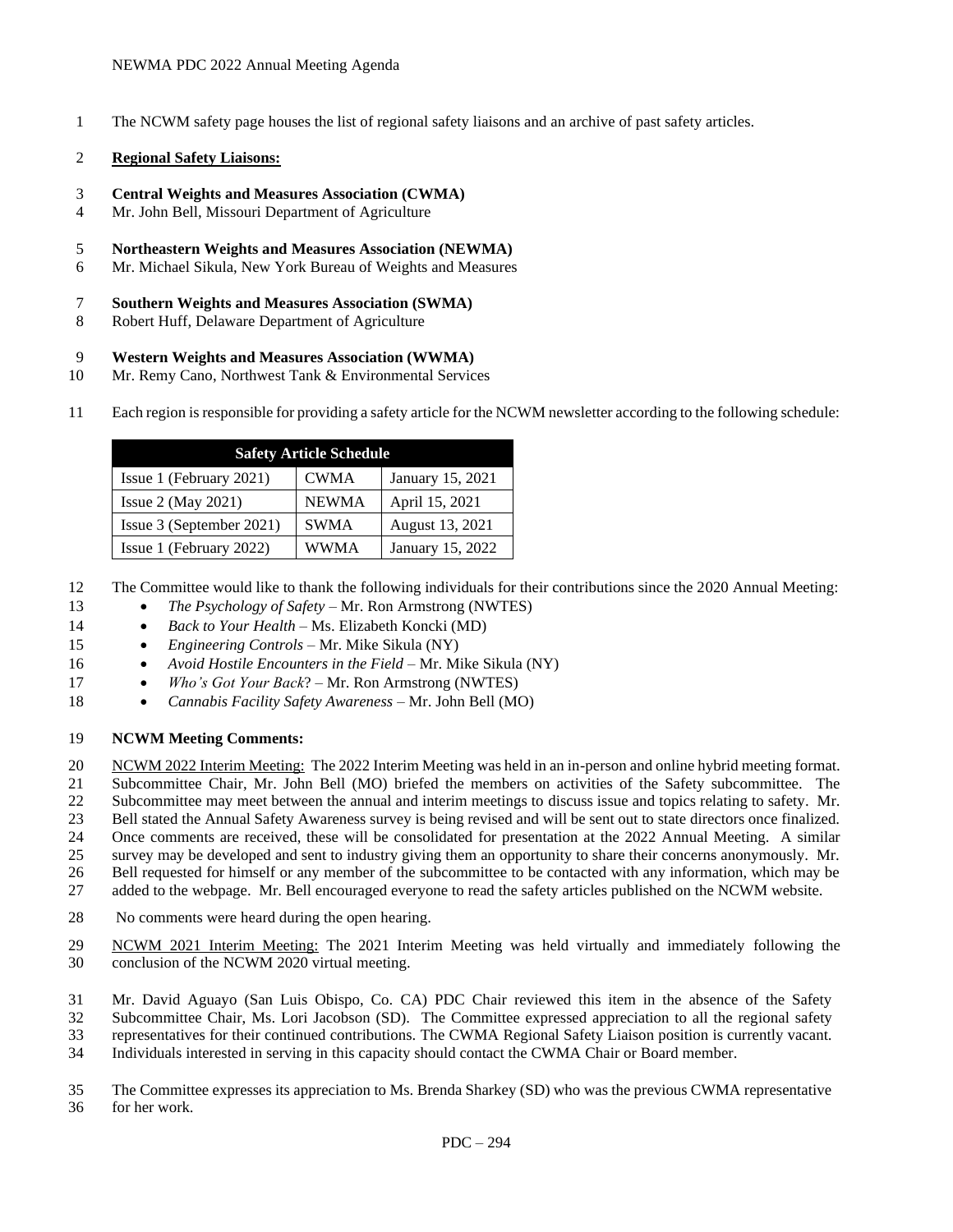The NCWM safety page houses the list of regional safety liaisons and an archive of past safety articles.

**Regional Safety Liaisons:**

**Central Weights and Measures Association (CWMA)**
Mr. John Bell, Missouri Department of Agriculture

**Northeastern Weights and Measures Association (NEWMA)**
Mr. Michael Sikula, New York Bureau of Weights and Measures

**Southern Weights and Measures Association (SWMA)**
Robert Huff, Delaware Department of Agriculture

**Western Weights and Measures Association (WWMA)**
Mr. Remy Cano, Northwest Tank & Environmental Services

Each region is responsible for providing a safety article for the NCWM newsletter according to the following schedule:

| Safety Article Schedule | | |
|---|---|---|
| Issue 1 (February 2021) | CWMA | January 15, 2021 |
| Issue 2 (May 2021) | NEWMA | April 15, 2021 |
| Issue 3 (September 2021) | SWMA | August 13, 2021 |
| Issue 1 (February 2022) | WWMA | January 15, 2022 |

The Committee would like to thank the following individuals for their contributions since the 2020 Annual Meeting:

- *The Psychology of Safety* – Mr. Ron Armstrong (NWTES)
- *Back to Your Health* – Ms. Elizabeth Koncki (MD)
- *Engineering Controls* – Mr. Mike Sikula (NY)
- *Avoid Hostile Encounters in the Field* – Mr. Mike Sikula (NY)
- *Who's Got Your Back*? – Mr. Ron Armstrong (NWTES)
- *Cannabis Facility Safety Awareness* – Mr. John Bell (MO)

**NCWM Meeting Comments:**

NCWM 2022 Interim Meeting: The 2022 Interim Meeting was held in an in-person and online hybrid meeting format. Subcommittee Chair, Mr. John Bell (MO) briefed the members on activities of the Safety subcommittee. The Subcommittee may meet between the annual and interim meetings to discuss issue and topics relating to safety. Mr. Bell stated the Annual Safety Awareness survey is being revised and will be sent out to state directors once finalized. Once comments are received, these will be consolidated for presentation at the 2022 Annual Meeting. A similar survey may be developed and sent to industry giving them an opportunity to share their concerns anonymously. Mr. Bell requested for himself or any member of the subcommittee to be contacted with any information, which may be added to the webpage. Mr. Bell encouraged everyone to read the safety articles published on the NCWM website.

No comments were heard during the open hearing.

NCWM 2021 Interim Meeting: The 2021 Interim Meeting was held virtually and immediately following the conclusion of the NCWM 2020 virtual meeting.

Mr. David Aguayo (San Luis Obispo, Co. CA) PDC Chair reviewed this item in the absence of the Safety Subcommittee Chair, Ms. Lori Jacobson (SD). The Committee expressed appreciation to all the regional safety representatives for their continued contributions. The CWMA Regional Safety Liaison position is currently vacant. Individuals interested in serving in this capacity should contact the CWMA Chair or Board member.

The Committee expresses its appreciation to Ms. Brenda Sharkey (SD) who was the previous CWMA representative for her work.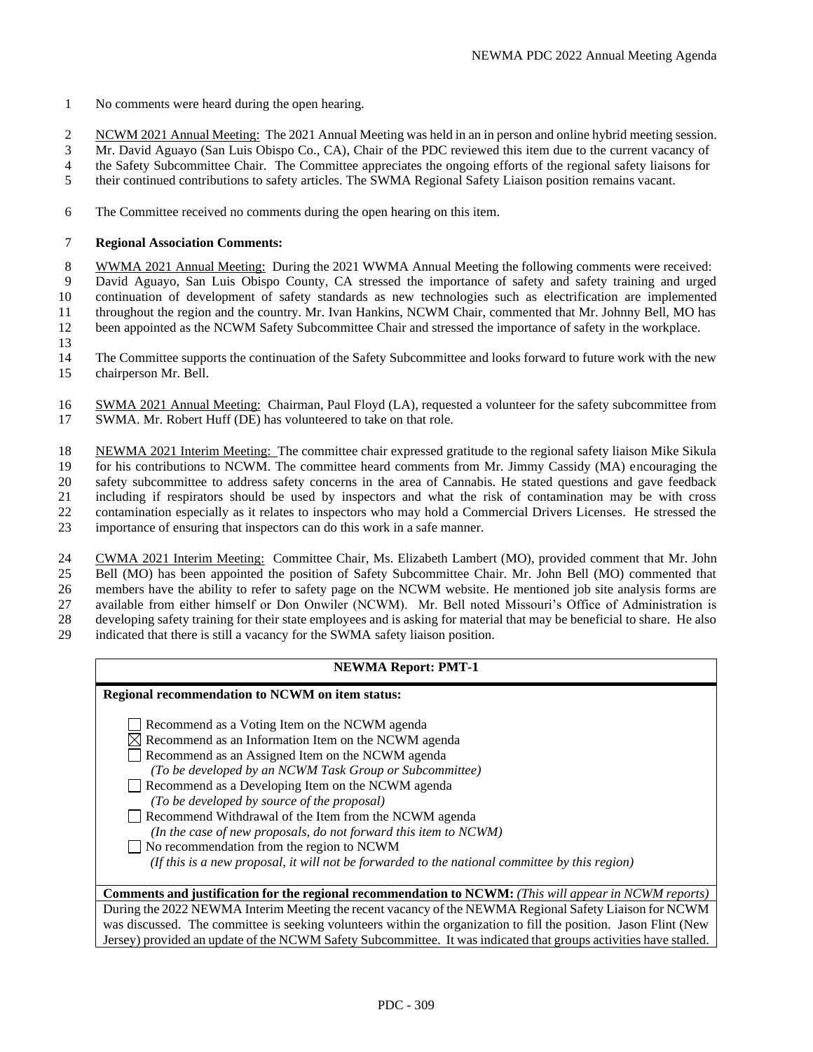No comments were heard during the open hearing.

NCWM 2021 Annual Meeting: The 2021 Annual Meeting was held in an in person and online hybrid meeting session. Mr. David Aguayo (San Luis Obispo Co., CA), Chair of the PDC reviewed this item due to the current vacancy of the Safety Subcommittee Chair. The Committee appreciates the ongoing efforts of the regional safety liaisons for their continued contributions to safety articles. The SWMA Regional Safety Liaison position remains vacant.

The Committee received no comments during the open hearing on this item.

**Regional Association Comments:**

WWMA 2021 Annual Meeting: During the 2021 WWMA Annual Meeting the following comments were received: David Aguayo, San Luis Obispo County, CA stressed the importance of safety and safety training and urged continuation of development of safety standards as new technologies such as electrification are implemented throughout the region and the country. Mr. Ivan Hankins, NCWM Chair, commented that Mr. Johnny Bell, MO has been appointed as the NCWM Safety Subcommittee Chair and stressed the importance of safety in the workplace.

The Committee supports the continuation of the Safety Subcommittee and looks forward to future work with the new chairperson Mr. Bell.

SWMA 2021 Annual Meeting: Chairman, Paul Floyd (LA), requested a volunteer for the safety subcommittee from SWMA. Mr. Robert Huff (DE) has volunteered to take on that role.

NEWMA 2021 Interim Meeting: The committee chair expressed gratitude to the regional safety liaison Mike Sikula for his contributions to NCWM. The committee heard comments from Mr. Jimmy Cassidy (MA) encouraging the safety subcommittee to address safety concerns in the area of Cannabis. He stated questions and gave feedback including if respirators should be used by inspectors and what the risk of contamination may be with cross contamination especially as it relates to inspectors who may hold a Commercial Drivers Licenses. He stressed the importance of ensuring that inspectors can do this work in a safe manner.

CWMA 2021 Interim Meeting: Committee Chair, Ms. Elizabeth Lambert (MO), provided comment that Mr. John Bell (MO) has been appointed the position of Safety Subcommittee Chair. Mr. John Bell (MO) commented that members have the ability to refer to safety page on the NCWM website. He mentioned job site analysis forms are available from either himself or Don Onwiler (NCWM). Mr. Bell noted Missouri's Office of Administration is developing safety training for their state employees and is asking for material that may be beneficial to share. He also indicated that there is still a vacancy for the SWMA safety liaison position.

| **NEWMA Report: PMT-1** |
|---|
| **Regional recommendation to NCWM on item status:**<br><br>☐ Recommend as a Voting Item on the NCWM agenda<br>☒ Recommend as an Information Item on the NCWM agenda<br>☐ Recommend as an Assigned Item on the NCWM agenda<br>*(To be developed by an NCWM Task Group or Subcommittee)*<br>☐ Recommend as a Developing Item on the NCWM agenda<br>*(To be developed by source of the proposal)*<br>☐ Recommend Withdrawal of the Item from the NCWM agenda<br>*(In the case of new proposals, do not forward this item to NCWM)*<br>☐ No recommendation from the region to NCWM<br>*(If this is a new proposal, it will not be forwarded to the national committee by this region)* |
| **Comments and justification for the regional recommendation to NCWM:** *(This will appear in NCWM reports)*<br>During the 2022 NEWMA Interim Meeting the recent vacancy of the NEWMA Regional Safety Liaison for NCWM was discussed. The committee is seeking volunteers within the organization to fill the position. Jason Flint (New Jersey) provided an update of the NCWM Safety Subcommittee. It was indicated that groups activities have stalled. |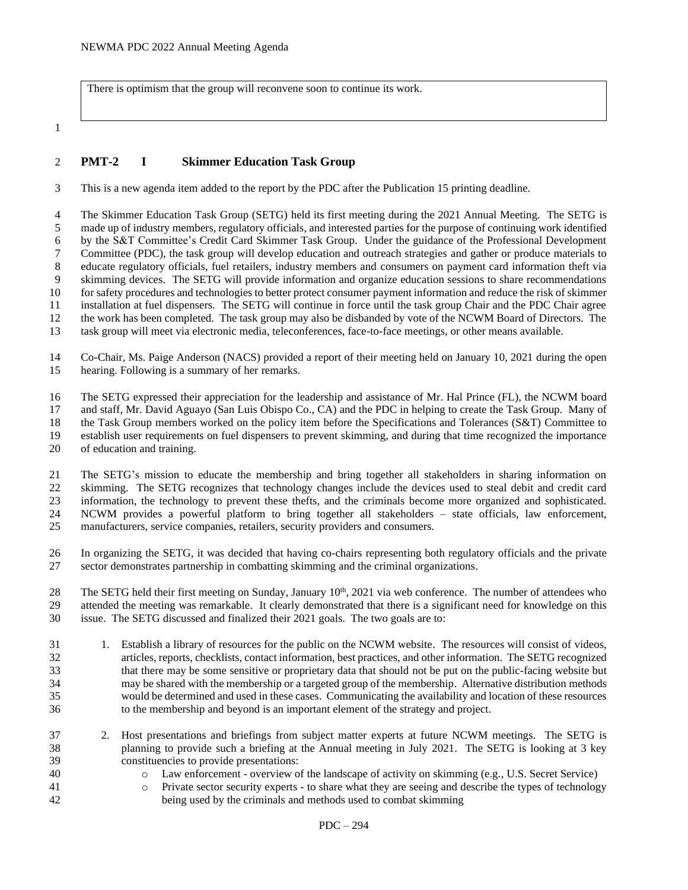There is optimism that the group will reconvene soon to continue its work.

## PMT-2 I Skimmer Education Task Group

This is a new agenda item added to the report by the PDC after the Publication 15 printing deadline.

The Skimmer Education Task Group (SETG) held its first meeting during the 2021 Annual Meeting. The SETG is made up of industry members, regulatory officials, and interested parties for the purpose of continuing work identified by the S&T Committee's Credit Card Skimmer Task Group. Under the guidance of the Professional Development Committee (PDC), the task group will develop education and outreach strategies and gather or produce materials to educate regulatory officials, fuel retailers, industry members and consumers on payment card information theft via skimming devices. The SETG will provide information and organize education sessions to share recommendations for safety procedures and technologies to better protect consumer payment information and reduce the risk of skimmer installation at fuel dispensers. The SETG will continue in force until the task group Chair and the PDC Chair agree the work has been completed. The task group may also be disbanded by vote of the NCWM Board of Directors. The task group will meet via electronic media, teleconferences, face-to-face meetings, or other means available.

Co-Chair, Ms. Paige Anderson (NACS) provided a report of their meeting held on January 10, 2021 during the open hearing. Following is a summary of her remarks.

The SETG expressed their appreciation for the leadership and assistance of Mr. Hal Prince (FL), the NCWM board and staff, Mr. David Aguayo (San Luis Obispo Co., CA) and the PDC in helping to create the Task Group. Many of the Task Group members worked on the policy item before the Specifications and Tolerances (S&T) Committee to establish user requirements on fuel dispensers to prevent skimming, and during that time recognized the importance of education and training.

The SETG's mission to educate the membership and bring together all stakeholders in sharing information on skimming. The SETG recognizes that technology changes include the devices used to steal debit and credit card information, the technology to prevent these thefts, and the criminals become more organized and sophisticated. NCWM provides a powerful platform to bring together all stakeholders – state officials, law enforcement, manufacturers, service companies, retailers, security providers and consumers.

In organizing the SETG, it was decided that having co-chairs representing both regulatory officials and the private sector demonstrates partnership in combatting skimming and the criminal organizations.

The SETG held their first meeting on Sunday, January 10th, 2021 via web conference. The number of attendees who attended the meeting was remarkable. It clearly demonstrated that there is a significant need for knowledge on this issue. The SETG discussed and finalized their 2021 goals. The two goals are to:

1. Establish a library of resources for the public on the NCWM website. The resources will consist of videos, articles, reports, checklists, contact information, best practices, and other information. The SETG recognized that there may be some sensitive or proprietary data that should not be put on the public-facing website but may be shared with the membership or a targeted group of the membership. Alternative distribution methods would be determined and used in these cases. Communicating the availability and location of these resources to the membership and beyond is an important element of the strategy and project.
2. Host presentations and briefings from subject matter experts at future NCWM meetings. The SETG is planning to provide such a briefing at the Annual meeting in July 2021. The SETG is looking at 3 key constituencies to provide presentations:
   - Law enforcement - overview of the landscape of activity on skimming (e.g., U.S. Secret Service)
   - Private sector security experts - to share what they are seeing and describe the types of technology being used by the criminals and methods used to combat skimming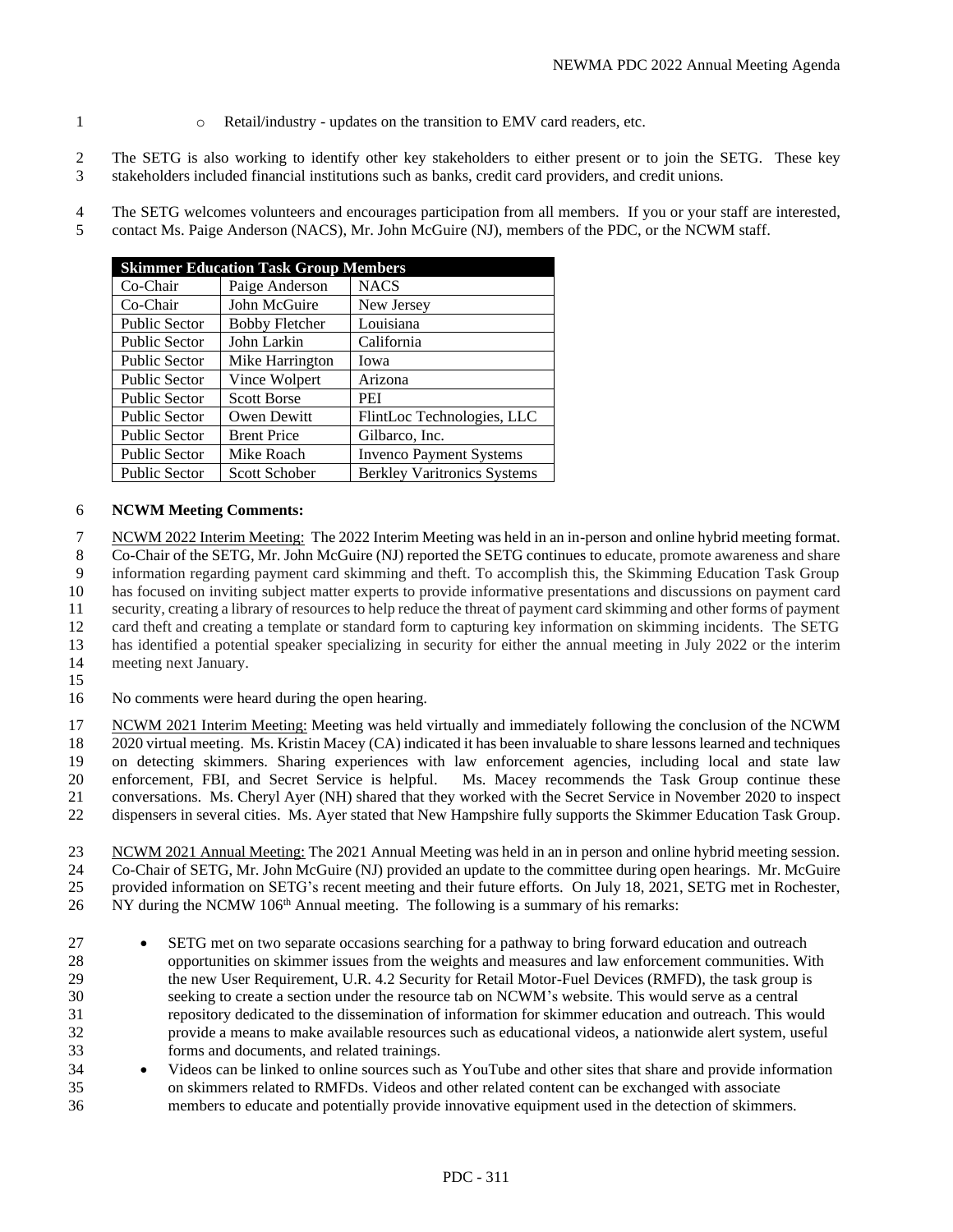- Retail/industry - updates on the transition to EMV card readers, etc.

The SETG is also working to identify other key stakeholders to either present or to join the SETG. These key stakeholders included financial institutions such as banks, credit card providers, and credit unions.

The SETG welcomes volunteers and encourages participation from all members. If you or your staff are interested, contact Ms. Paige Anderson (NACS), Mr. John McGuire (NJ), members of the PDC, or the NCWM staff.

| Skimmer Education Task Group Members | | |
|---|---|---|
| Co-Chair | Paige Anderson | NACS |
| Co-Chair | John McGuire | New Jersey |
| Public Sector | Bobby Fletcher | Louisiana |
| Public Sector | John Larkin | California |
| Public Sector | Mike Harrington | Iowa |
| Public Sector | Vince Wolpert | Arizona |
| Public Sector | Scott Borse | PEI |
| Public Sector | Owen Dewitt | FlintLoc Technologies, LLC |
| Public Sector | Brent Price | Gilbarco, Inc. |
| Public Sector | Mike Roach | Invenco Payment Systems |
| Public Sector | Scott Schober | Berkley Varitronics Systems |

**NCWM Meeting Comments:**

NCWM 2022 Interim Meeting: The 2022 Interim Meeting was held in an in-person and online hybrid meeting format. Co-Chair of the SETG, Mr. John McGuire (NJ) reported the SETG continues to educate, promote awareness and share information regarding payment card skimming and theft. To accomplish this, the Skimming Education Task Group has focused on inviting subject matter experts to provide informative presentations and discussions on payment card security, creating a library of resources to help reduce the threat of payment card skimming and other forms of payment card theft and creating a template or standard form to capturing key information on skimming incidents. The SETG has identified a potential speaker specializing in security for either the annual meeting in July 2022 or the interim meeting next January.

No comments were heard during the open hearing.

NCWM 2021 Interim Meeting: Meeting was held virtually and immediately following the conclusion of the NCWM 2020 virtual meeting. Ms. Kristin Macey (CA) indicated it has been invaluable to share lessons learned and techniques on detecting skimmers. Sharing experiences with law enforcement agencies, including local and state law enforcement, FBI, and Secret Service is helpful. Ms. Macey recommends the Task Group continue these conversations. Ms. Cheryl Ayer (NH) shared that they worked with the Secret Service in November 2020 to inspect dispensers in several cities. Ms. Ayer stated that New Hampshire fully supports the Skimmer Education Task Group.

NCWM 2021 Annual Meeting: The 2021 Annual Meeting was held in an in person and online hybrid meeting session. Co-Chair of SETG, Mr. John McGuire (NJ) provided an update to the committee during open hearings. Mr. McGuire provided information on SETG's recent meeting and their future efforts. On July 18, 2021, SETG met in Rochester, NY during the NCMW 106th Annual meeting. The following is a summary of his remarks:

- SETG met on two separate occasions searching for a pathway to bring forward education and outreach opportunities on skimmer issues from the weights and measures and law enforcement communities. With the new User Requirement, U.R. 4.2 Security for Retail Motor-Fuel Devices (RMFD), the task group is seeking to create a section under the resource tab on NCWM's website. This would serve as a central repository dedicated to the dissemination of information for skimmer education and outreach. This would provide a means to make available resources such as educational videos, a nationwide alert system, useful forms and documents, and related trainings.
- Videos can be linked to online sources such as YouTube and other sites that share and provide information on skimmers related to RMFDs. Videos and other related content can be exchanged with associate members to educate and potentially provide innovative equipment used in the detection of skimmers.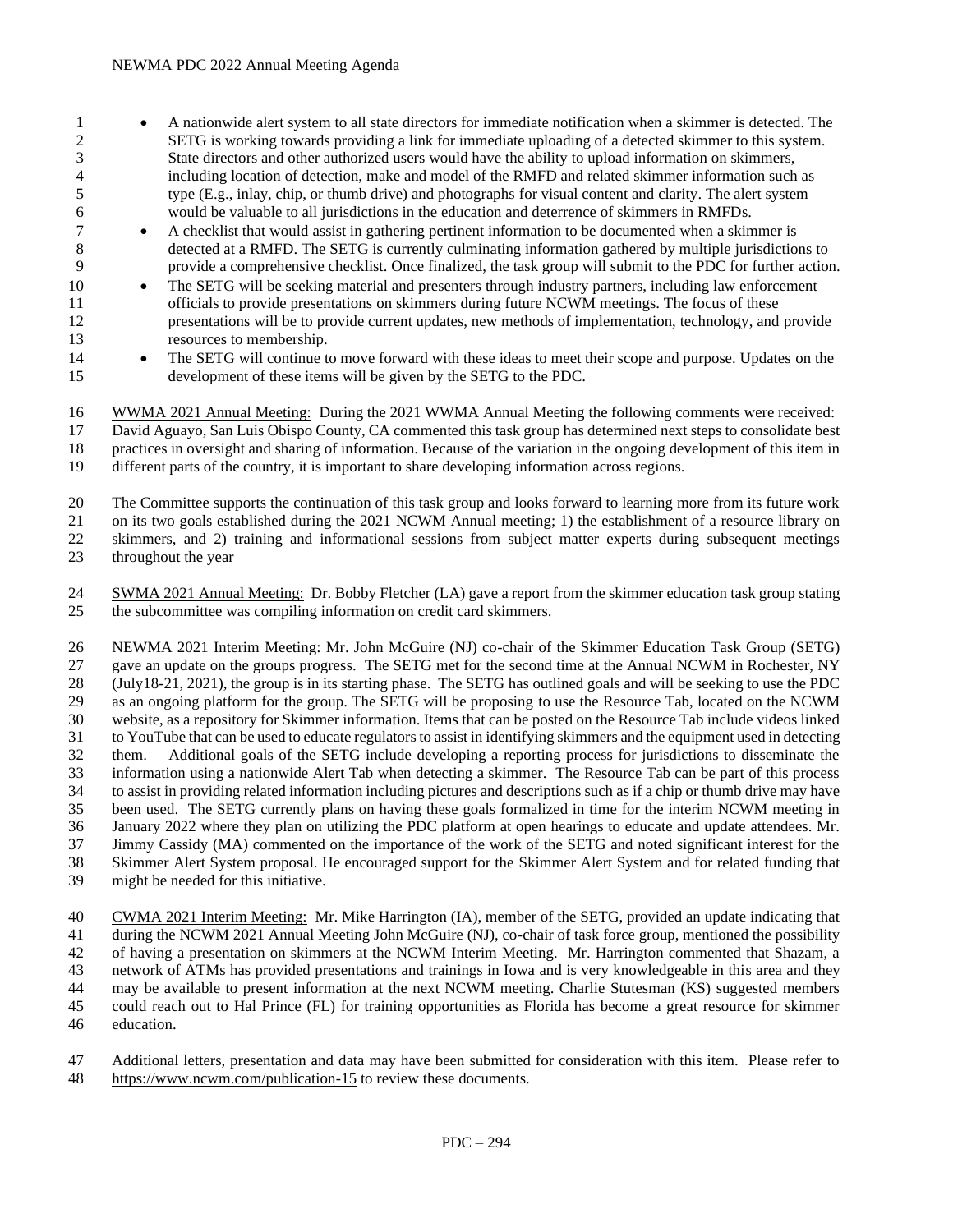- A nationwide alert system to all state directors for immediate notification when a skimmer is detected. The SETG is working towards providing a link for immediate uploading of a detected skimmer to this system. State directors and other authorized users would have the ability to upload information on skimmers, including location of detection, make and model of the RMFD and related skimmer information such as type (E.g., inlay, chip, or thumb drive) and photographs for visual content and clarity. The alert system would be valuable to all jurisdictions in the education and deterrence of skimmers in RMFDs.
- A checklist that would assist in gathering pertinent information to be documented when a skimmer is detected at a RMFD. The SETG is currently culminating information gathered by multiple jurisdictions to provide a comprehensive checklist. Once finalized, the task group will submit to the PDC for further action.
- The SETG will be seeking material and presenters through industry partners, including law enforcement officials to provide presentations on skimmers during future NCWM meetings. The focus of these presentations will be to provide current updates, new methods of implementation, technology, and provide resources to membership.
- The SETG will continue to move forward with these ideas to meet their scope and purpose. Updates on the development of these items will be given by the SETG to the PDC.

WWMA 2021 Annual Meeting: During the 2021 WWMA Annual Meeting the following comments were received: David Aguayo, San Luis Obispo County, CA commented this task group has determined next steps to consolidate best practices in oversight and sharing of information. Because of the variation in the ongoing development of this item in different parts of the country, it is important to share developing information across regions.

The Committee supports the continuation of this task group and looks forward to learning more from its future work on its two goals established during the 2021 NCWM Annual meeting; 1) the establishment of a resource library on skimmers, and 2) training and informational sessions from subject matter experts during subsequent meetings throughout the year

SWMA 2021 Annual Meeting: Dr. Bobby Fletcher (LA) gave a report from the skimmer education task group stating the subcommittee was compiling information on credit card skimmers.

NEWMA 2021 Interim Meeting: Mr. John McGuire (NJ) co-chair of the Skimmer Education Task Group (SETG) gave an update on the groups progress. The SETG met for the second time at the Annual NCWM in Rochester, NY (July18-21, 2021), the group is in its starting phase. The SETG has outlined goals and will be seeking to use the PDC as an ongoing platform for the group. The SETG will be proposing to use the Resource Tab, located on the NCWM website, as a repository for Skimmer information. Items that can be posted on the Resource Tab include videos linked to YouTube that can be used to educate regulators to assist in identifying skimmers and the equipment used in detecting them. Additional goals of the SETG include developing a reporting process for jurisdictions to disseminate the information using a nationwide Alert Tab when detecting a skimmer. The Resource Tab can be part of this process to assist in providing related information including pictures and descriptions such as if a chip or thumb drive may have been used. The SETG currently plans on having these goals formalized in time for the interim NCWM meeting in January 2022 where they plan on utilizing the PDC platform at open hearings to educate and update attendees. Mr. Jimmy Cassidy (MA) commented on the importance of the work of the SETG and noted significant interest for the Skimmer Alert System proposal. He encouraged support for the Skimmer Alert System and for related funding that might be needed for this initiative.

CWMA 2021 Interim Meeting: Mr. Mike Harrington (IA), member of the SETG, provided an update indicating that during the NCWM 2021 Annual Meeting John McGuire (NJ), co-chair of task force group, mentioned the possibility of having a presentation on skimmers at the NCWM Interim Meeting. Mr. Harrington commented that Shazam, a network of ATMs has provided presentations and trainings in Iowa and is very knowledgeable in this area and they may be available to present information at the next NCWM meeting. Charlie Stutesman (KS) suggested members could reach out to Hal Prince (FL) for training opportunities as Florida has become a great resource for skimmer education.

Additional letters, presentation and data may have been submitted for consideration with this item. Please refer to https://www.ncwm.com/publication-15 to review these documents.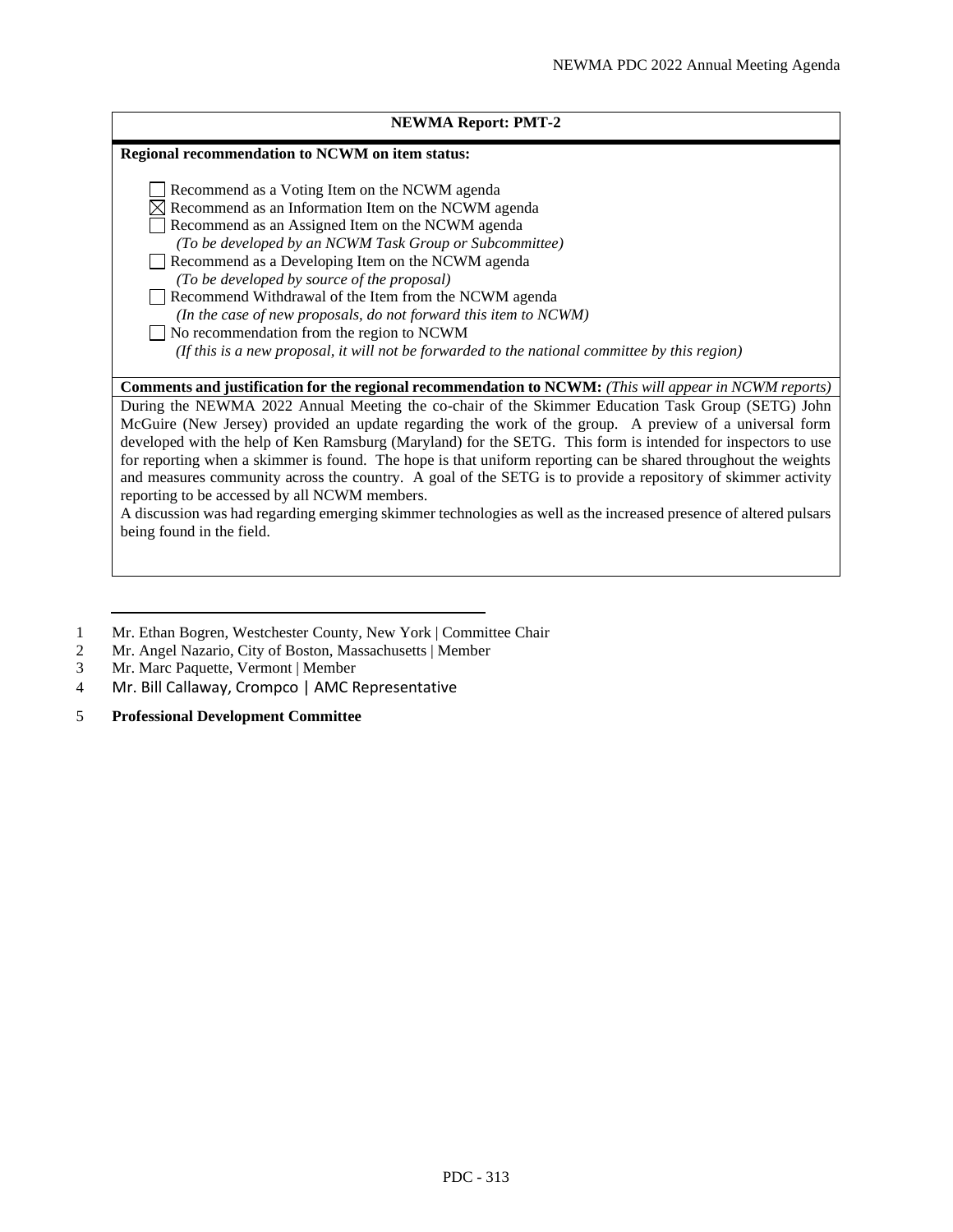**NEWMA Report: PMT-2**

**Regional recommendation to NCWM on item status:**

- ☐ Recommend as a Voting Item on the NCWM agenda
- ☒ Recommend as an Information Item on the NCWM agenda
- ☐ Recommend as an Assigned Item on the NCWM agenda
  *(To be developed by an NCWM Task Group or Subcommittee)*
- ☐ Recommend as a Developing Item on the NCWM agenda
  *(To be developed by source of the proposal)*
- ☐ Recommend Withdrawal of the Item from the NCWM agenda
  *(In the case of new proposals, do not forward this item to NCWM)*
- ☐ No recommendation from the region to NCWM
  *(If this is a new proposal, it will not be forwarded to the national committee by this region)*

**Comments and justification for the regional recommendation to NCWM:** *(This will appear in NCWM reports)*

During the NEWMA 2022 Annual Meeting the co-chair of the Skimmer Education Task Group (SETG) John McGuire (New Jersey) provided an update regarding the work of the group. A preview of a universal form developed with the help of Ken Ramsburg (Maryland) for the SETG. This form is intended for inspectors to use for reporting when a skimmer is found. The hope is that uniform reporting can be shared throughout the weights and measures community across the country. A goal of the SETG is to provide a repository of skimmer activity reporting to be accessed by all NCWM members.

A discussion was had regarding emerging skimmer technologies as well as the increased presence of altered pulsars being found in the field.

---

1 Mr. Ethan Bogren, Westchester County, New York | Committee Chair
2 Mr. Angel Nazario, City of Boston, Massachusetts | Member
3 Mr. Marc Paquette, Vermont | Member
4 Mr. Bill Callaway, Crompco | AMC Representative
5 **Professional Development Committee**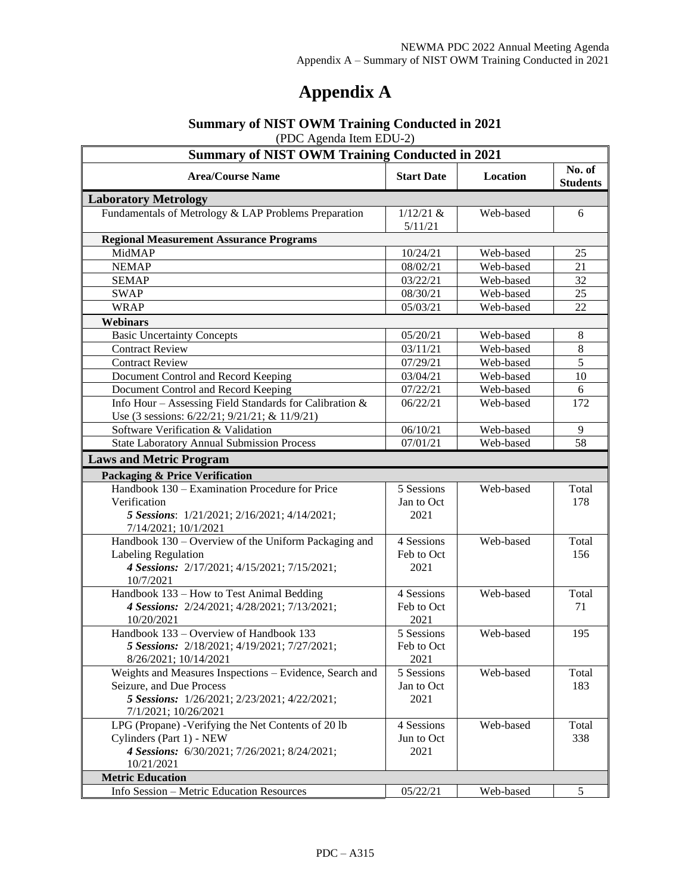# Appendix A

## Summary of NIST OWM Training Conducted in 2021

(PDC Agenda Item EDU-2)

| Area/Course Name | Start Date | Location | No. of Students |
|---|---|---|---|
| **Summary of NIST OWM Training Conducted in 2021** | | | |
| **Laboratory Metrology** | | | |
| Fundamentals of Metrology & LAP Problems Preparation | 1/12/21 & 5/11/21 | Web-based | 6 |
| **Regional Measurement Assurance Programs** | | | |
| MidMAP | 10/24/21 | Web-based | 25 |
| NEMAP | 08/02/21 | Web-based | 21 |
| SEMAP | 03/22/21 | Web-based | 32 |
| SWAP | 08/30/21 | Web-based | 25 |
| WRAP | 05/03/21 | Web-based | 22 |
| **Webinars** | | | |
| Basic Uncertainty Concepts | 05/20/21 | Web-based | 8 |
| Contract Review | 03/11/21 | Web-based | 8 |
| Contract Review | 07/29/21 | Web-based | 5 |
| Document Control and Record Keeping | 03/04/21 | Web-based | 10 |
| Document Control and Record Keeping | 07/22/21 | Web-based | 6 |
| Info Hour – Assessing Field Standards for Calibration & Use (3 sessions: 6/22/21; 9/21/21; & 11/9/21) | 06/22/21 | Web-based | 172 |
| Software Verification & Validation | 06/10/21 | Web-based | 9 |
| State Laboratory Annual Submission Process | 07/01/21 | Web-based | 58 |
| **Laws and Metric Program** | | | |
| **Packaging & Price Verification** | | | |
| Handbook 130 – Examination Procedure for Price Verification *5 Sessions*: 1/21/2021; 2/16/2021; 4/14/2021; 7/14/2021; 10/1/2021 | 5 Sessions Jan to Oct 2021 | Web-based | Total 178 |
| Handbook 130 – Overview of the Uniform Packaging and Labeling Regulation *4 Sessions:* 2/17/2021; 4/15/2021; 7/15/2021; 10/7/2021 | 4 Sessions Feb to Oct 2021 | Web-based | Total 156 |
| Handbook 133 – How to Test Animal Bedding *4 Sessions:* 2/24/2021; 4/28/2021; 7/13/2021; 10/20/2021 | 4 Sessions Feb to Oct 2021 | Web-based | Total 71 |
| Handbook 133 – Overview of Handbook 133 *5 Sessions:* 2/18/2021; 4/19/2021; 7/27/2021; 8/26/2021; 10/14/2021 | 5 Sessions Feb to Oct 2021 | Web-based | 195 |
| Weights and Measures Inspections – Evidence, Search and Seizure, and Due Process *5 Sessions:* 1/26/2021; 2/23/2021; 4/22/2021; 7/1/2021; 10/26/2021 | 5 Sessions Jan to Oct 2021 | Web-based | Total 183 |
| LPG (Propane) -Verifying the Net Contents of 20 lb Cylinders (Part 1) - NEW *4 Sessions:* 6/30/2021; 7/26/2021; 8/24/2021; 10/21/2021 | 4 Sessions Jun to Oct 2021 | Web-based | Total 338 |
| **Metric Education** | | | |
| Info Session – Metric Education Resources | 05/22/21 | Web-based | 5 |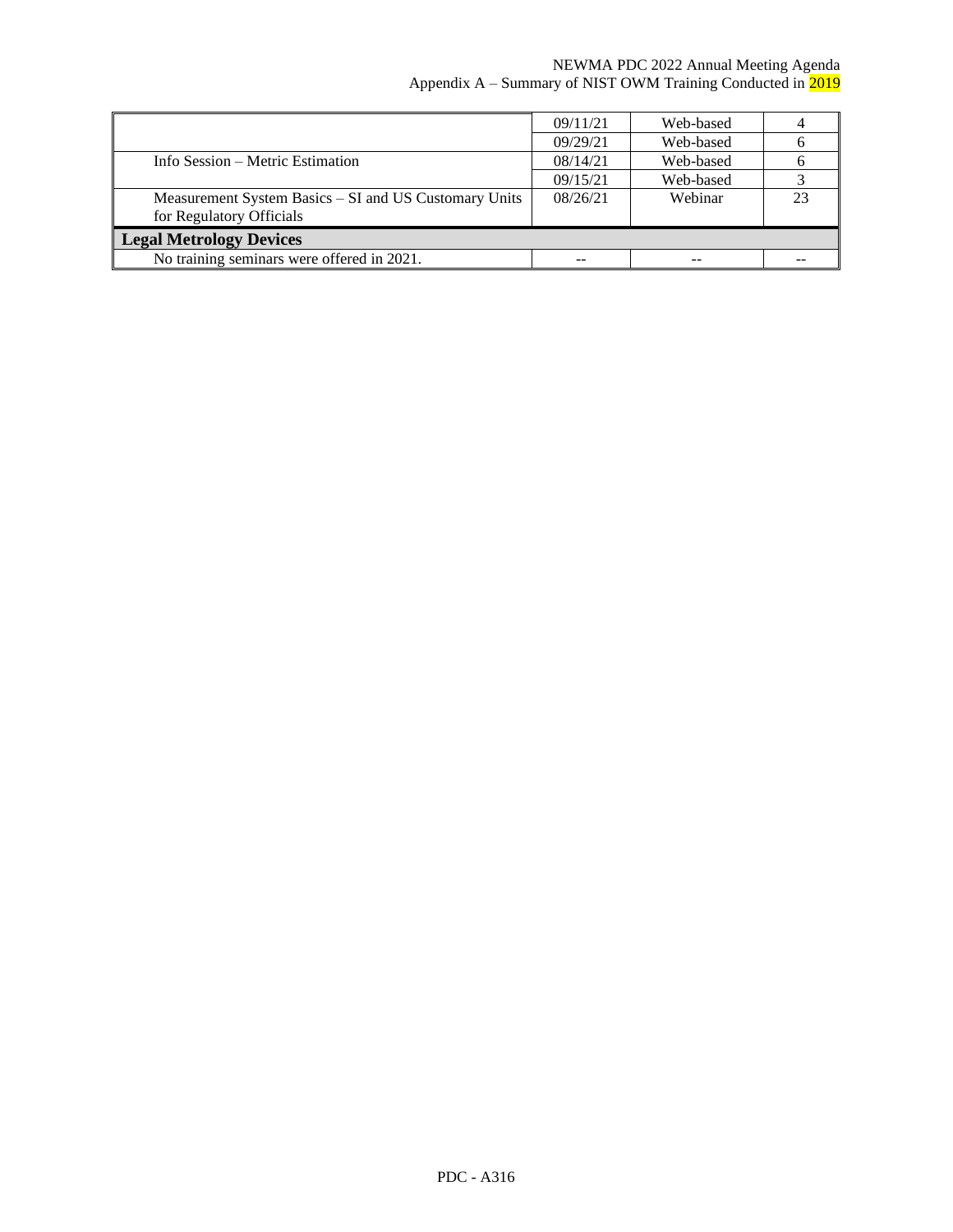| | | | |
|---|---|---|---|
| | 09/11/21 | Web-based | 4 |
| | 09/29/21 | Web-based | 6 |
| Info Session – Metric Estimation | 08/14/21 | Web-based | 6 |
| | 09/15/21 | Web-based | 3 |
| Measurement System Basics – SI and US Customary Units for Regulatory Officials | 08/26/21 | Webinar | 23 |
| **Legal Metrology Devices** | | | |
| No training seminars were offered in 2021. | -- | -- | -- |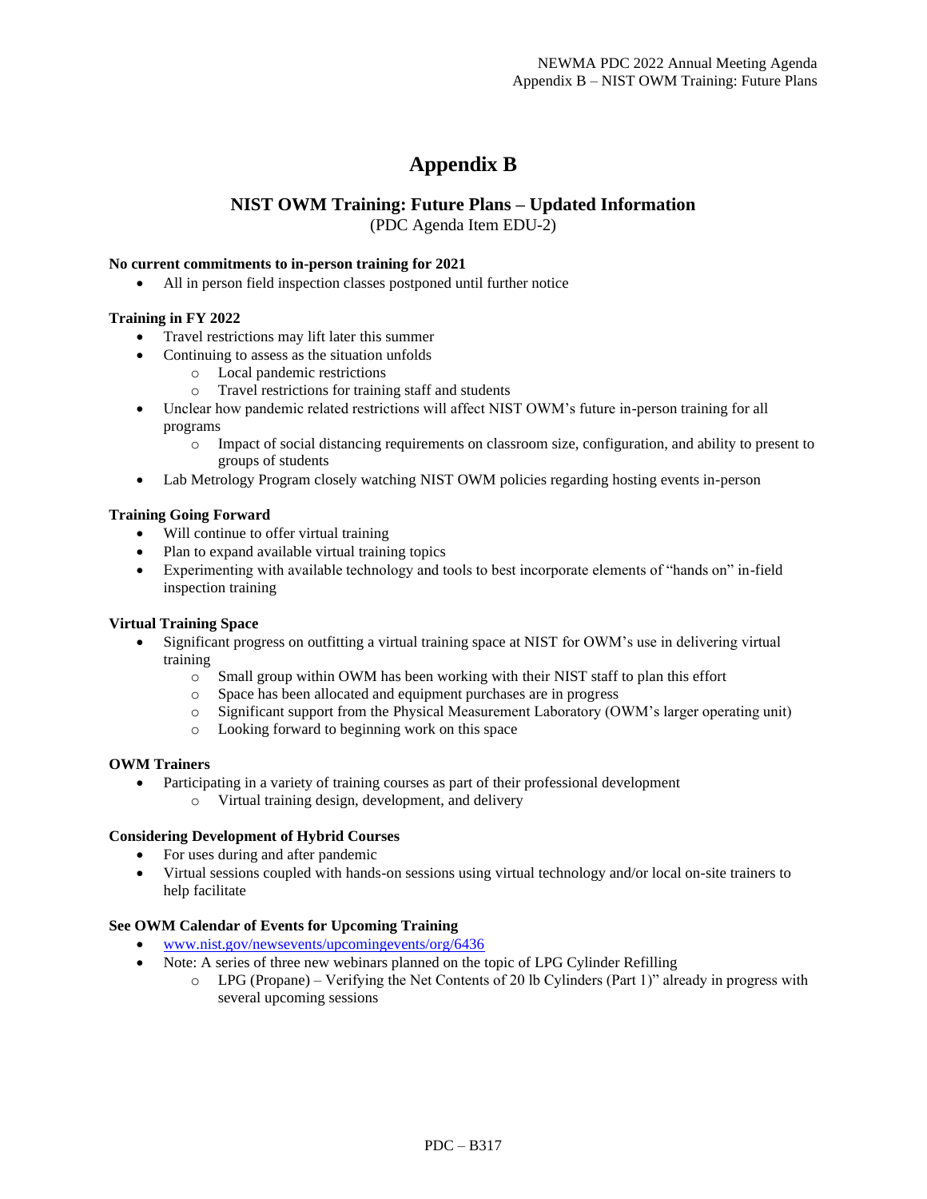# Appendix B

## NIST OWM Training: Future Plans – Updated Information

(PDC Agenda Item EDU-2)

**No current commitments to in-person training for 2021**

- All in person field inspection classes postponed until further notice

**Training in FY 2022**

- Travel restrictions may lift later this summer
- Continuing to assess as the situation unfolds
  - Local pandemic restrictions
  - Travel restrictions for training staff and students
- Unclear how pandemic related restrictions will affect NIST OWM's future in-person training for all programs
  - Impact of social distancing requirements on classroom size, configuration, and ability to present to groups of students
- Lab Metrology Program closely watching NIST OWM policies regarding hosting events in-person

**Training Going Forward**

- Will continue to offer virtual training
- Plan to expand available virtual training topics
- Experimenting with available technology and tools to best incorporate elements of "hands on" in-field inspection training

**Virtual Training Space**

- Significant progress on outfitting a virtual training space at NIST for OWM's use in delivering virtual training
  - Small group within OWM has been working with their NIST staff to plan this effort
  - Space has been allocated and equipment purchases are in progress
  - Significant support from the Physical Measurement Laboratory (OWM's larger operating unit)
  - Looking forward to beginning work on this space

**OWM Trainers**

- Participating in a variety of training courses as part of their professional development
  - Virtual training design, development, and delivery

**Considering Development of Hybrid Courses**

- For uses during and after pandemic
- Virtual sessions coupled with hands-on sessions using virtual technology and/or local on-site trainers to help facilitate

**See OWM Calendar of Events for Upcoming Training**

- www.nist.gov/newsevents/upcomingevents/org/6436
- Note: A series of three new webinars planned on the topic of LPG Cylinder Refilling
  - LPG (Propane) – Verifying the Net Contents of 20 lb Cylinders (Part 1)" already in progress with several upcoming sessions